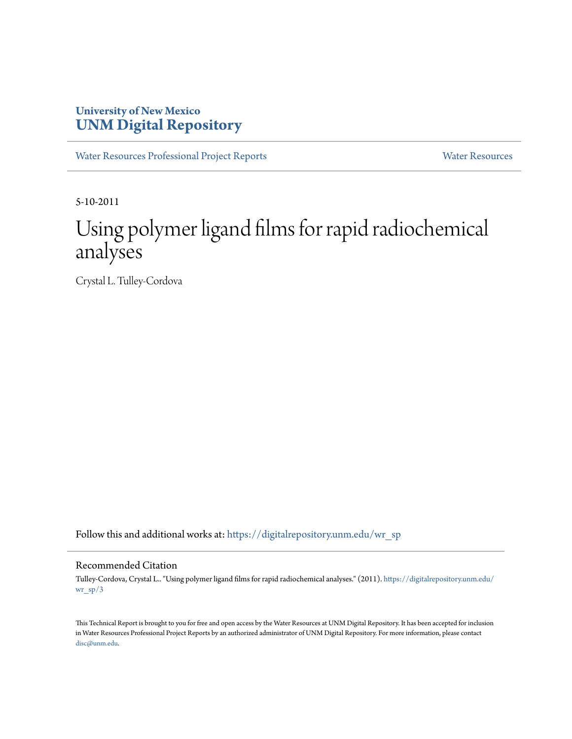University of New Mexico
**UNM Digital Repository**

Water Resources Professional Project Reports | Water Resources

5-10-2011

# Using polymer ligand films for rapid radiochemical analyses

Crystal L. Tulley-Cordova

Follow this and additional works at: https://digitalrepository.unm.edu/wr_sp

## Recommended Citation

Tulley-Cordova, Crystal L.. "Using polymer ligand films for rapid radiochemical analyses." (2011). https://digitalrepository.unm.edu/wr_sp/3

This Technical Report is brought to you for free and open access by the Water Resources at UNM Digital Repository. It has been accepted for inclusion in Water Resources Professional Project Reports by an authorized administrator of UNM Digital Repository. For more information, please contact disc@unm.edu.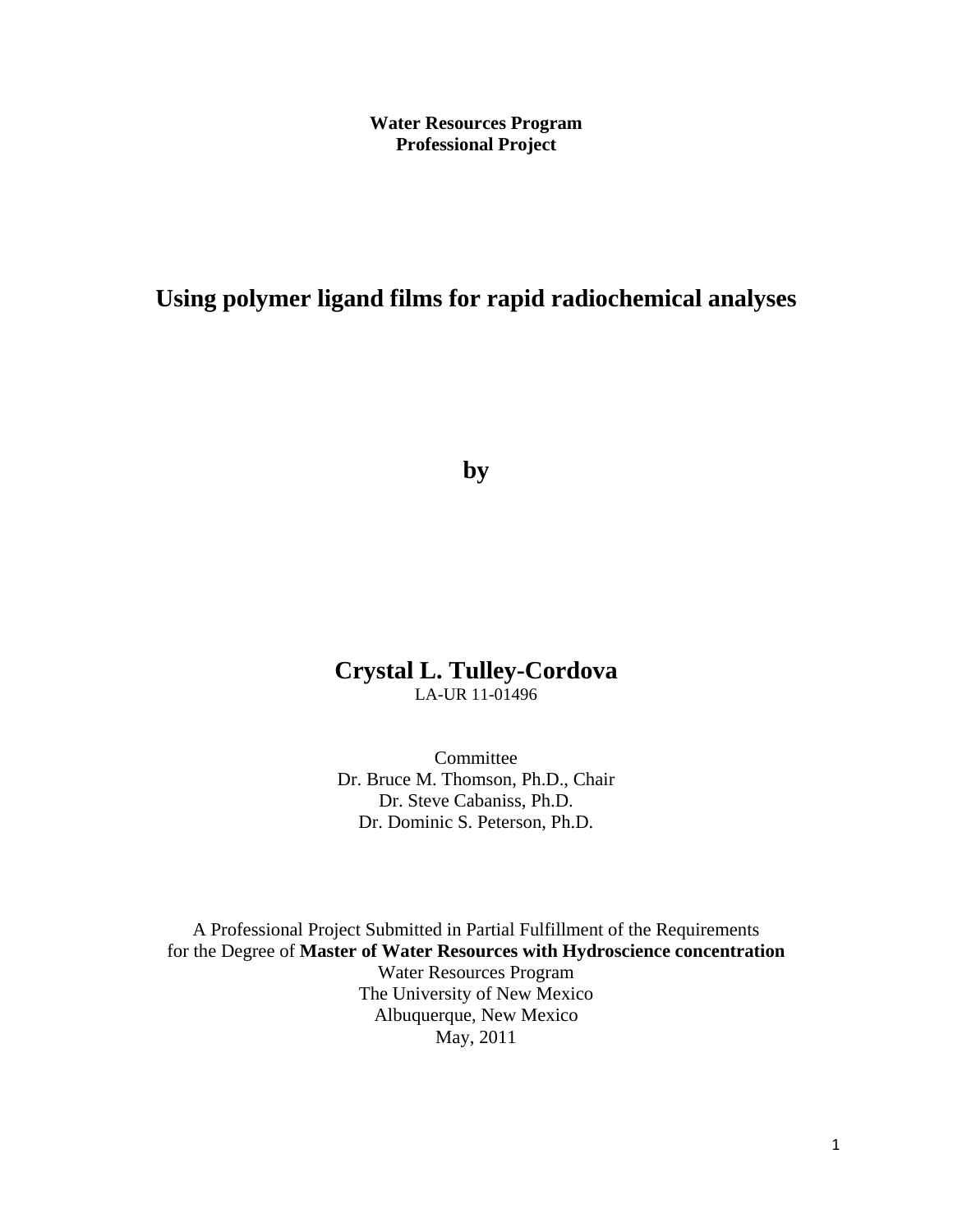**Water Resources Program**
**Professional Project**

# Using polymer ligand films for rapid radiochemical analyses

**by**

## Crystal L. Tulley-Cordova

LA-UR 11-01496

Committee
Dr. Bruce M. Thomson, Ph.D., Chair
Dr. Steve Cabaniss, Ph.D.
Dr. Dominic S. Peterson, Ph.D.

A Professional Project Submitted in Partial Fulfillment of the Requirements
for the Degree of **Master of Water Resources with Hydroscience concentration**
Water Resources Program
The University of New Mexico
Albuquerque, New Mexico
May, 2011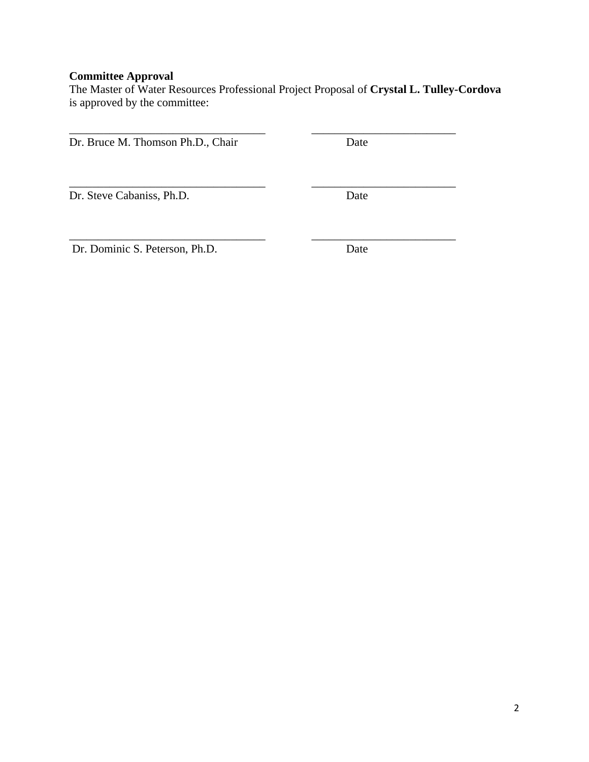**Committee Approval**

The Master of Water Resources Professional Project Proposal of **Crystal L. Tulley-Cordova** is approved by the committee:

| | |
|---|---|
| ___________________________________ | _________________________ |
| Dr. Bruce M. Thomson Ph.D., Chair | Date |
| ___________________________________ | _________________________ |
| Dr. Steve Cabaniss, Ph.D. | Date |
| ___________________________________ | _________________________ |
| Dr. Dominic S. Peterson, Ph.D. | Date |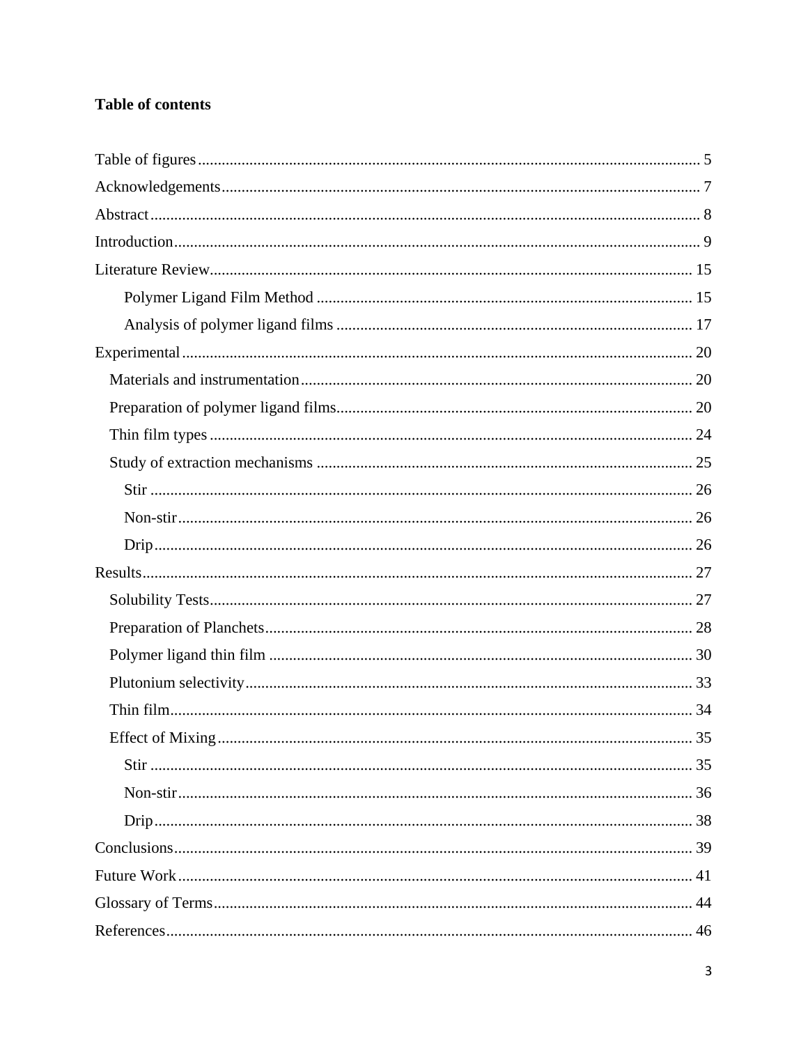**Table of contents**

- Table of figures ..... 5
- Acknowledgements ..... 7
- Abstract ..... 8
- Introduction ..... 9
- Literature Review ..... 15
    - Polymer Ligand Film Method ..... 15
    - Analysis of polymer ligand films ..... 17
- Experimental ..... 20
    - Materials and instrumentation ..... 20
    - Preparation of polymer ligand films ..... 20
    - Thin film types ..... 24
    - Study of extraction mechanisms ..... 25
        - Stir ..... 26
        - Non-stir ..... 26
        - Drip ..... 26
- Results ..... 27
    - Solubility Tests ..... 27
    - Preparation of Planchets ..... 28
    - Polymer ligand thin film ..... 30
    - Plutonium selectivity ..... 33
    - Thin film ..... 34
    - Effect of Mixing ..... 35
        - Stir ..... 35
        - Non-stir ..... 36
        - Drip ..... 38
- Conclusions ..... 39
- Future Work ..... 41
- Glossary of Terms ..... 44
- References ..... 46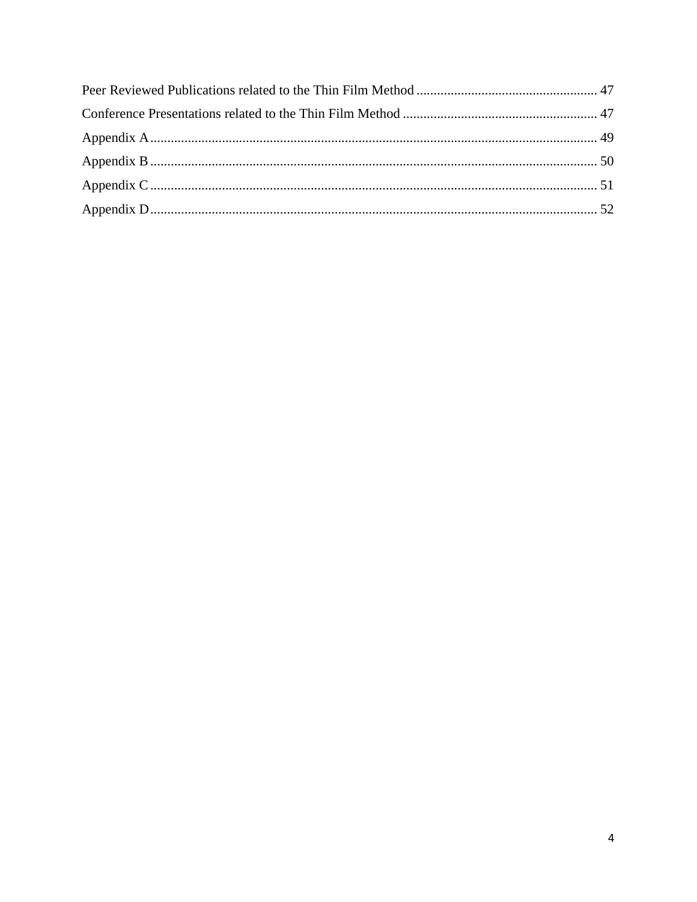Peer Reviewed Publications related to the Thin Film Method .................................................... 47

Conference Presentations related to the Thin Film Method ........................................................ 47

Appendix A ................................................................................................................................. 49

Appendix B ................................................................................................................................. 50

Appendix C ................................................................................................................................. 51

Appendix D ................................................................................................................................. 52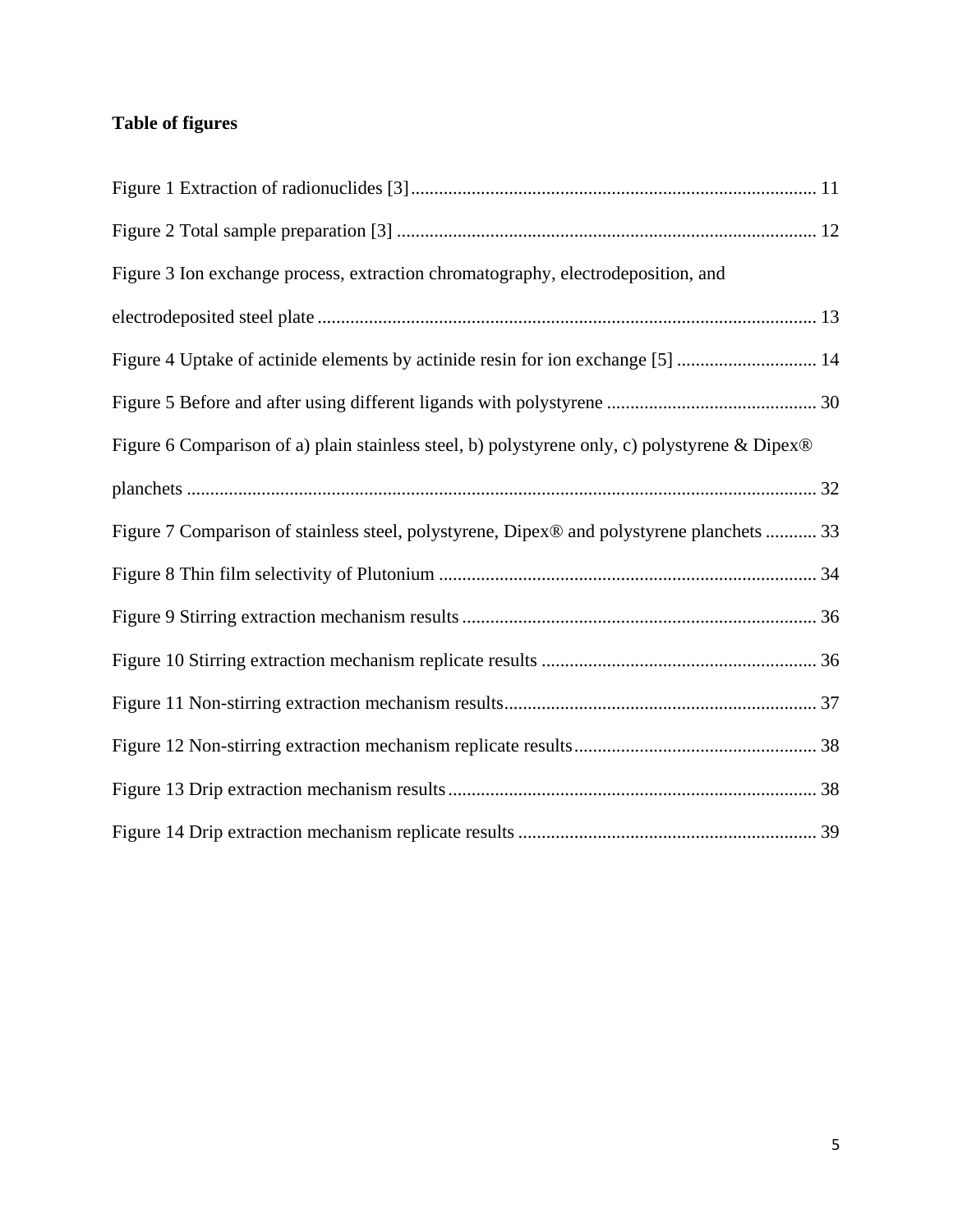**Table of figures**

Figure 1 Extraction of radionuclides [3] ........................................................................................ 11

Figure 2 Total sample preparation [3] ........................................................................................... 12

Figure 3 Ion exchange process, extraction chromatography, electrodeposition, and electrodeposited steel plate ........................................................................................................... 13

Figure 4 Uptake of actinide elements by actinide resin for ion exchange [5] .............................. 14

Figure 5 Before and after using different ligands with polystyrene ............................................. 30

Figure 6 Comparison of a) plain stainless steel, b) polystyrene only, c) polystyrene & Dipex® planchets ....................................................................................................................................... 32

Figure 7 Comparison of stainless steel, polystyrene, Dipex® and polystyrene planchets ........... 33

Figure 8 Thin film selectivity of Plutonium ................................................................................. 34

Figure 9 Stirring extraction mechanism results ............................................................................ 36

Figure 10 Stirring extraction mechanism replicate results ........................................................... 36

Figure 11 Non-stirring extraction mechanism results................................................................... 37

Figure 12 Non-stirring extraction mechanism replicate results.................................................... 38

Figure 13 Drip extraction mechanism results ............................................................................... 38

Figure 14 Drip extraction mechanism replicate results ................................................................ 39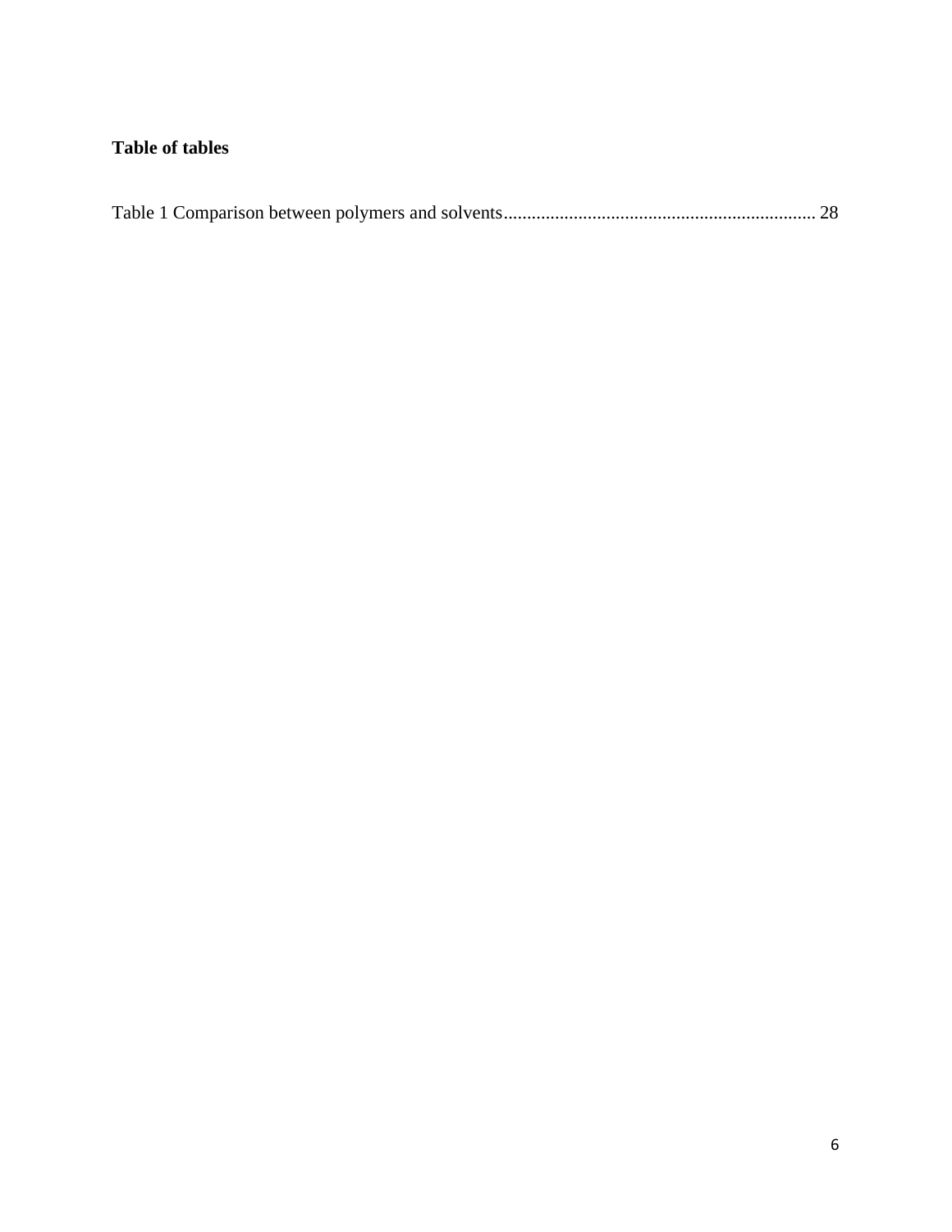**Table of tables**

Table 1 Comparison between polymers and solvents.................................................................. 28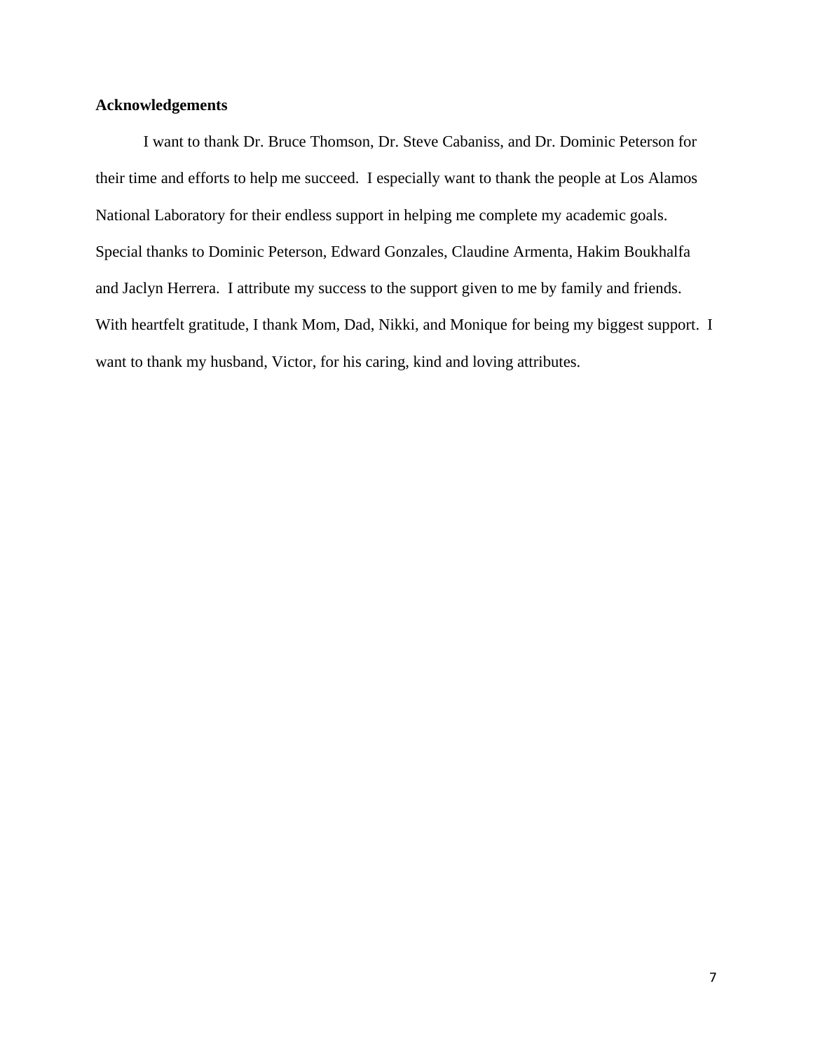**Acknowledgements**

I want to thank Dr. Bruce Thomson, Dr. Steve Cabaniss, and Dr. Dominic Peterson for their time and efforts to help me succeed. I especially want to thank the people at Los Alamos National Laboratory for their endless support in helping me complete my academic goals. Special thanks to Dominic Peterson, Edward Gonzales, Claudine Armenta, Hakim Boukhalfa and Jaclyn Herrera. I attribute my success to the support given to me by family and friends. With heartfelt gratitude, I thank Mom, Dad, Nikki, and Monique for being my biggest support. I want to thank my husband, Victor, for his caring, kind and loving attributes.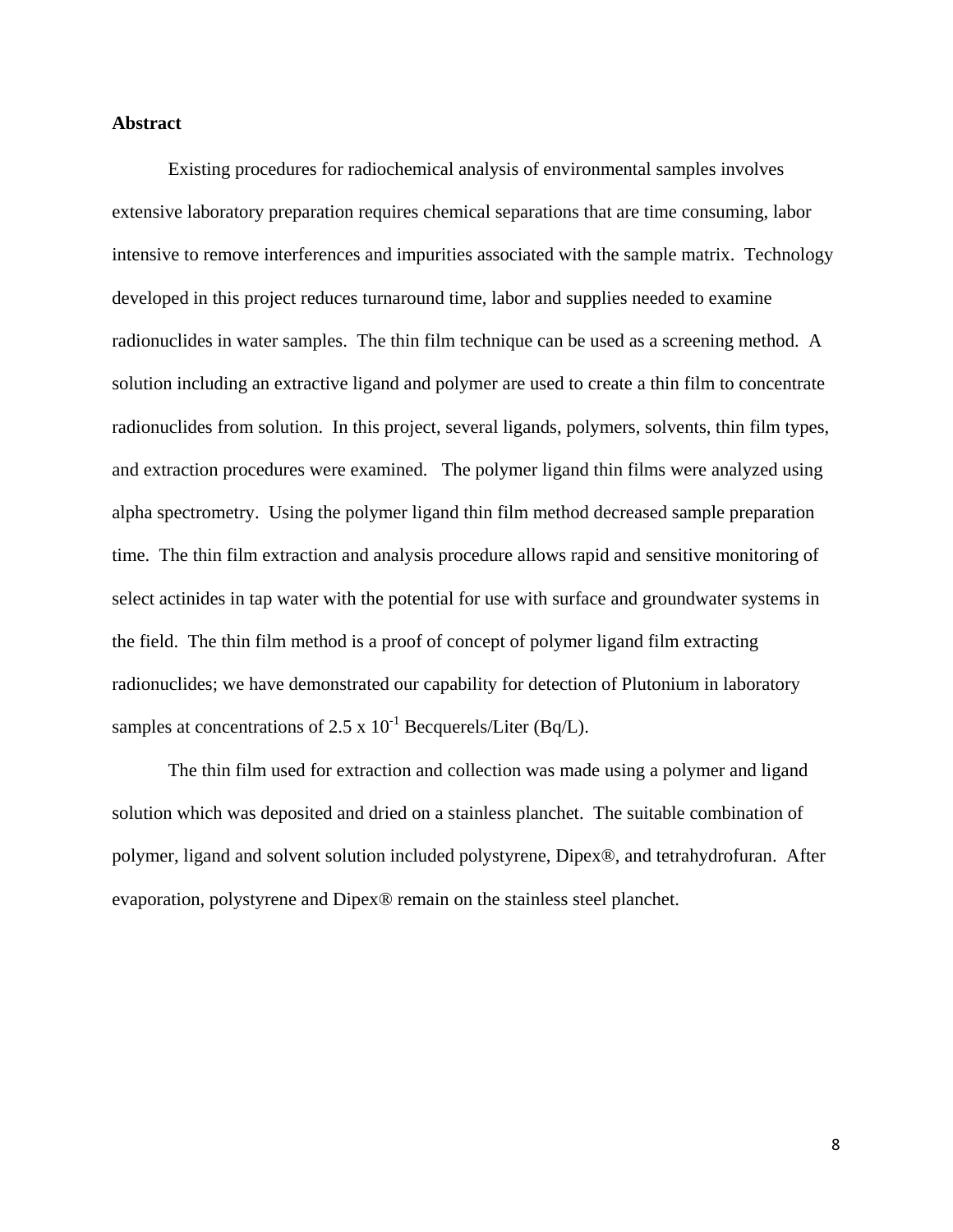**Abstract**

Existing procedures for radiochemical analysis of environmental samples involves extensive laboratory preparation requires chemical separations that are time consuming, labor intensive to remove interferences and impurities associated with the sample matrix. Technology developed in this project reduces turnaround time, labor and supplies needed to examine radionuclides in water samples. The thin film technique can be used as a screening method. A solution including an extractive ligand and polymer are used to create a thin film to concentrate radionuclides from solution. In this project, several ligands, polymers, solvents, thin film types, and extraction procedures were examined. The polymer ligand thin films were analyzed using alpha spectrometry. Using the polymer ligand thin film method decreased sample preparation time. The thin film extraction and analysis procedure allows rapid and sensitive monitoring of select actinides in tap water with the potential for use with surface and groundwater systems in the field. The thin film method is a proof of concept of polymer ligand film extracting radionuclides; we have demonstrated our capability for detection of Plutonium in laboratory samples at concentrations of $2.5 \times 10^{-1}$ Becquerels/Liter (Bq/L).

The thin film used for extraction and collection was made using a polymer and ligand solution which was deposited and dried on a stainless planchet. The suitable combination of polymer, ligand and solvent solution included polystyrene, Dipex®, and tetrahydrofuran. After evaporation, polystyrene and Dipex® remain on the stainless steel planchet.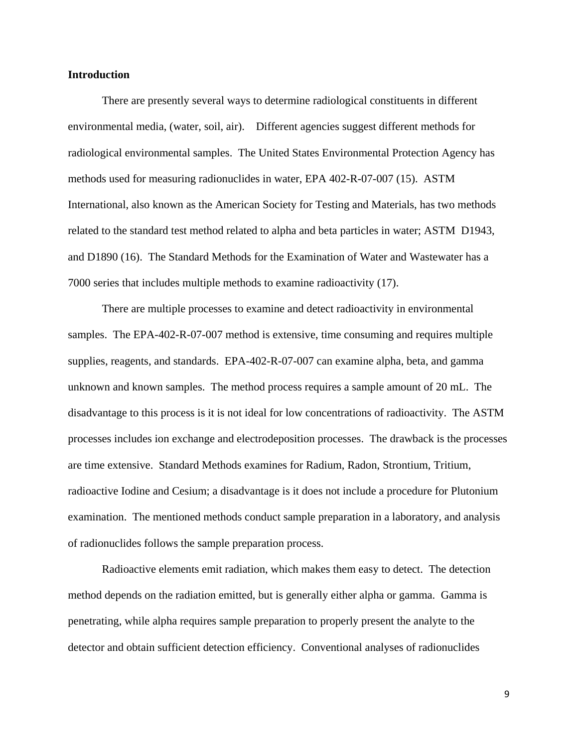**Introduction**

There are presently several ways to determine radiological constituents in different environmental media, (water, soil, air). Different agencies suggest different methods for radiological environmental samples. The United States Environmental Protection Agency has methods used for measuring radionuclides in water, EPA 402-R-07-007 (15). ASTM International, also known as the American Society for Testing and Materials, has two methods related to the standard test method related to alpha and beta particles in water; ASTM D1943, and D1890 (16). The Standard Methods for the Examination of Water and Wastewater has a 7000 series that includes multiple methods to examine radioactivity (17).

There are multiple processes to examine and detect radioactivity in environmental samples. The EPA-402-R-07-007 method is extensive, time consuming and requires multiple supplies, reagents, and standards. EPA-402-R-07-007 can examine alpha, beta, and gamma unknown and known samples. The method process requires a sample amount of 20 mL. The disadvantage to this process is it is not ideal for low concentrations of radioactivity. The ASTM processes includes ion exchange and electrodeposition processes. The drawback is the processes are time extensive. Standard Methods examines for Radium, Radon, Strontium, Tritium, radioactive Iodine and Cesium; a disadvantage is it does not include a procedure for Plutonium examination. The mentioned methods conduct sample preparation in a laboratory, and analysis of radionuclides follows the sample preparation process.

Radioactive elements emit radiation, which makes them easy to detect. The detection method depends on the radiation emitted, but is generally either alpha or gamma. Gamma is penetrating, while alpha requires sample preparation to properly present the analyte to the detector and obtain sufficient detection efficiency. Conventional analyses of radionuclides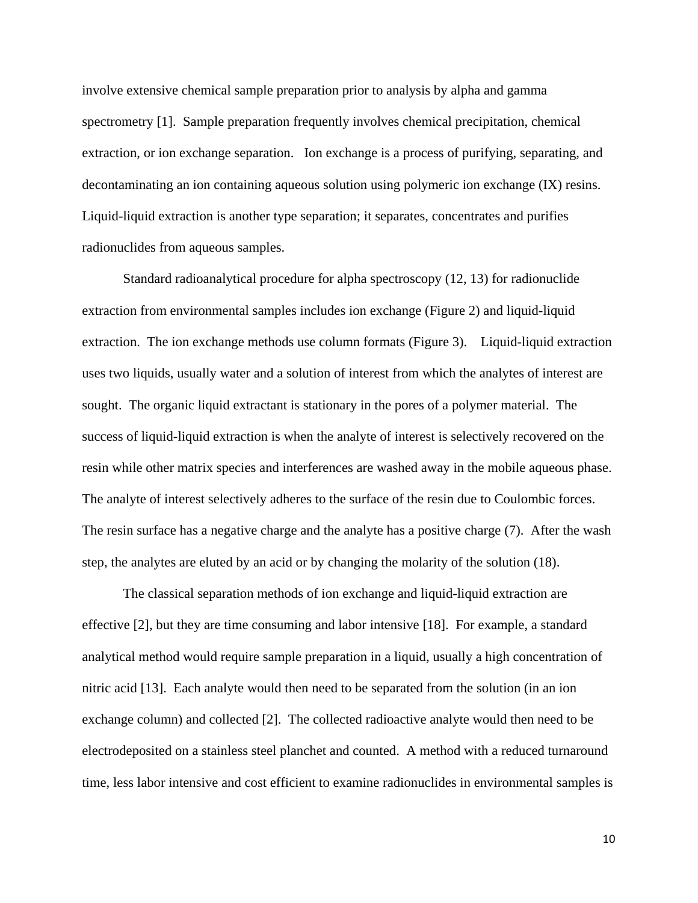involve extensive chemical sample preparation prior to analysis by alpha and gamma spectrometry [1]. Sample preparation frequently involves chemical precipitation, chemical extraction, or ion exchange separation. Ion exchange is a process of purifying, separating, and decontaminating an ion containing aqueous solution using polymeric ion exchange (IX) resins. Liquid-liquid extraction is another type separation; it separates, concentrates and purifies radionuclides from aqueous samples.

Standard radioanalytical procedure for alpha spectroscopy (12, 13) for radionuclide extraction from environmental samples includes ion exchange (Figure 2) and liquid-liquid extraction. The ion exchange methods use column formats (Figure 3). Liquid-liquid extraction uses two liquids, usually water and a solution of interest from which the analytes of interest are sought. The organic liquid extractant is stationary in the pores of a polymer material. The success of liquid-liquid extraction is when the analyte of interest is selectively recovered on the resin while other matrix species and interferences are washed away in the mobile aqueous phase. The analyte of interest selectively adheres to the surface of the resin due to Coulombic forces. The resin surface has a negative charge and the analyte has a positive charge (7). After the wash step, the analytes are eluted by an acid or by changing the molarity of the solution (18).

The classical separation methods of ion exchange and liquid-liquid extraction are effective [2], but they are time consuming and labor intensive [18]. For example, a standard analytical method would require sample preparation in a liquid, usually a high concentration of nitric acid [13]. Each analyte would then need to be separated from the solution (in an ion exchange column) and collected [2]. The collected radioactive analyte would then need to be electrodeposited on a stainless steel planchet and counted. A method with a reduced turnaround time, less labor intensive and cost efficient to examine radionuclides in environmental samples is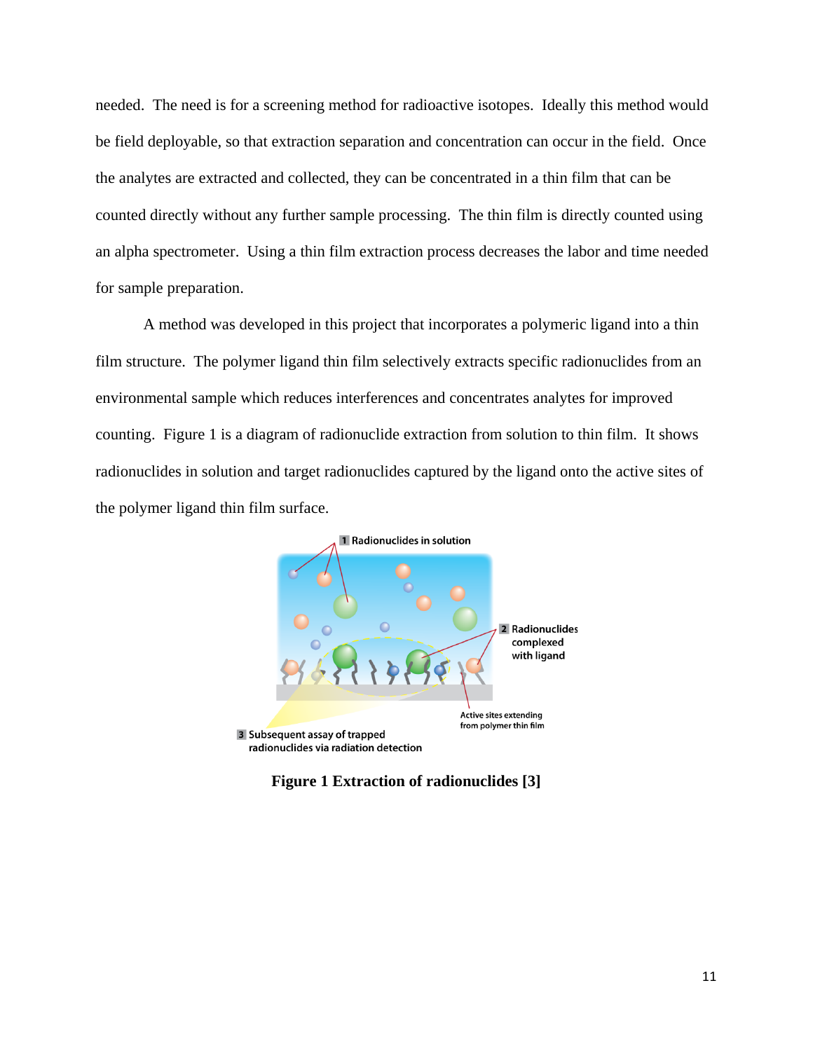needed. The need is for a screening method for radioactive isotopes. Ideally this method would be field deployable, so that extraction separation and concentration can occur in the field. Once the analytes are extracted and collected, they can be concentrated in a thin film that can be counted directly without any further sample processing. The thin film is directly counted using an alpha spectrometer. Using a thin film extraction process decreases the labor and time needed for sample preparation.

A method was developed in this project that incorporates a polymeric ligand into a thin film structure. The polymer ligand thin film selectively extracts specific radionuclides from an environmental sample which reduces interferences and concentrates analytes for improved counting. Figure 1 is a diagram of radionuclide extraction from solution to thin film. It shows radionuclides in solution and target radionuclides captured by the ligand onto the active sites of the polymer ligand thin film surface.

**Figure 1 Extraction of radionuclides [3]**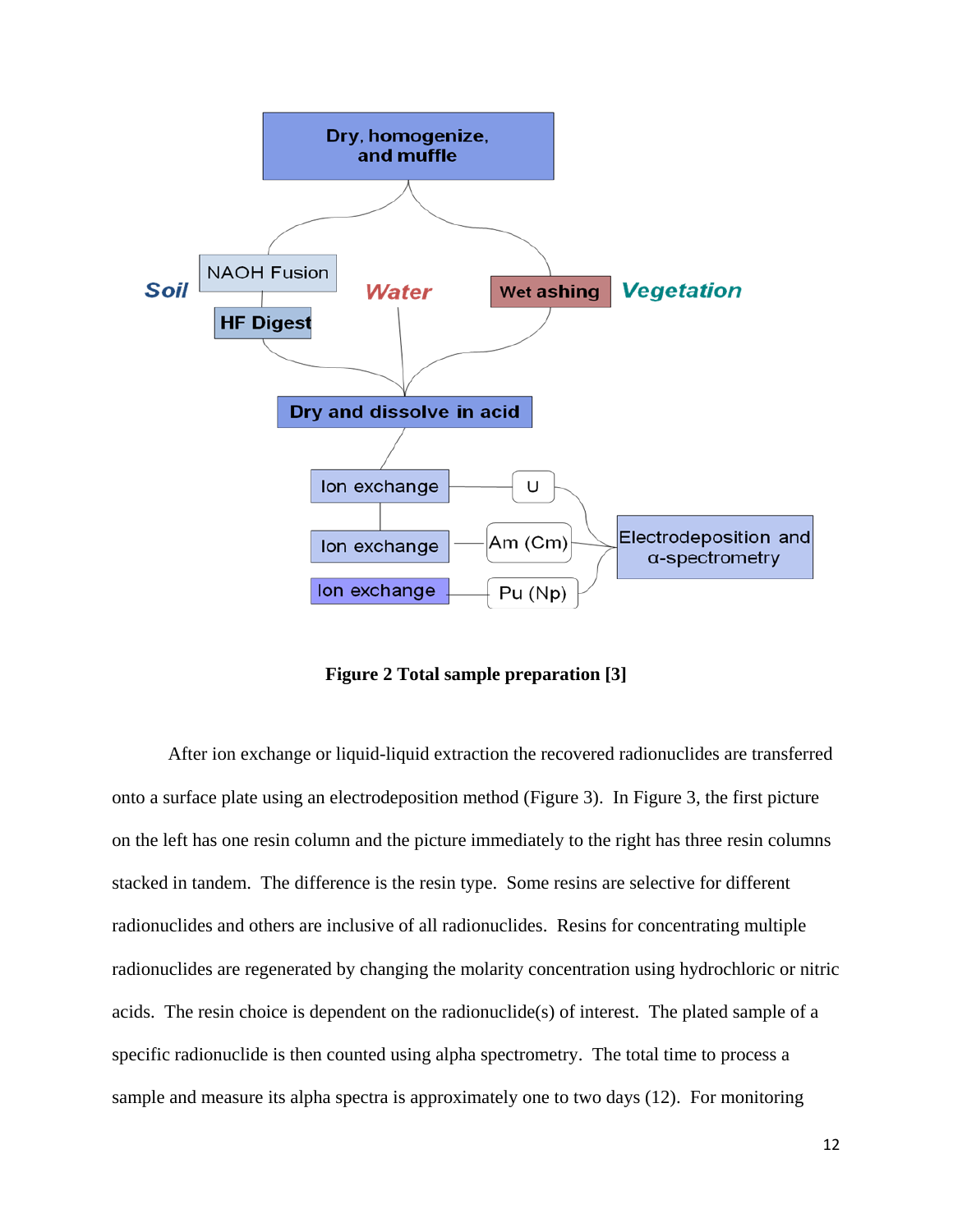**Figure 2 Total sample preparation [3]**

After ion exchange or liquid-liquid extraction the recovered radionuclides are transferred onto a surface plate using an electrodeposition method (Figure 3). In Figure 3, the first picture on the left has one resin column and the picture immediately to the right has three resin columns stacked in tandem. The difference is the resin type. Some resins are selective for different radionuclides and others are inclusive of all radionuclides. Resins for concentrating multiple radionuclides are regenerated by changing the molarity concentration using hydrochloric or nitric acids. The resin choice is dependent on the radionuclide(s) of interest. The plated sample of a specific radionuclide is then counted using alpha spectrometry. The total time to process a sample and measure its alpha spectra is approximately one to two days (12). For monitoring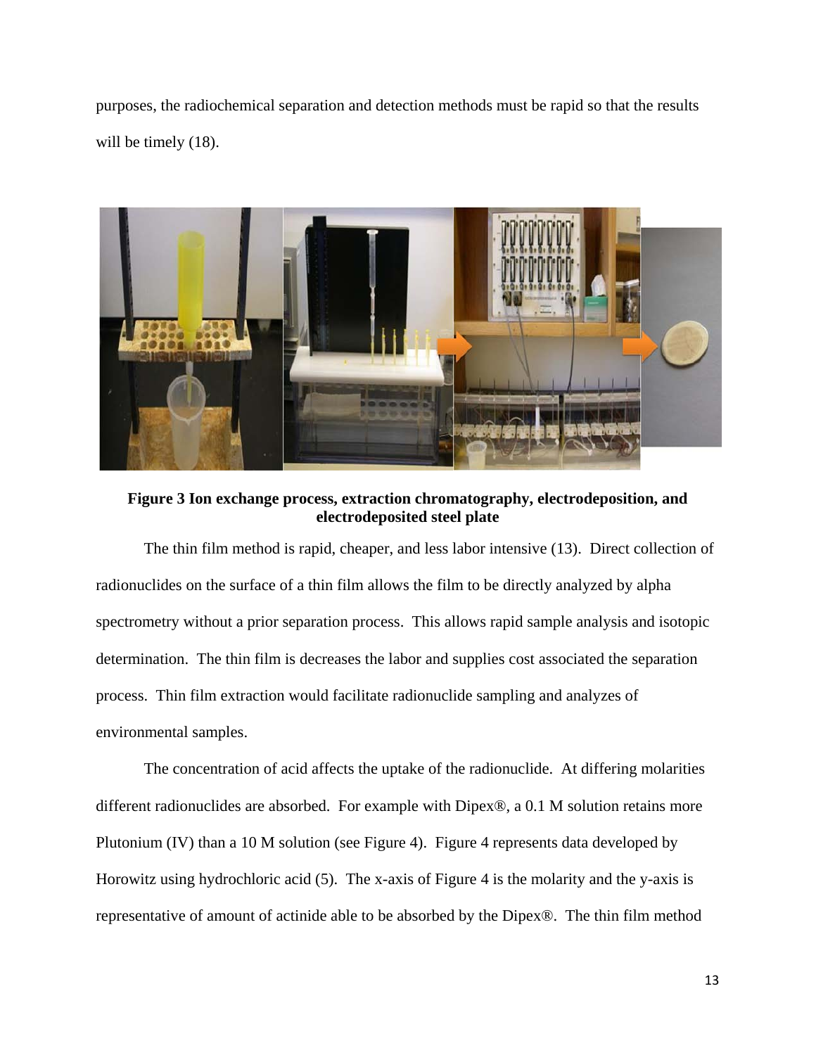purposes, the radiochemical separation and detection methods must be rapid so that the results will be timely (18).

**Figure 3 Ion exchange process, extraction chromatography, electrodeposition, and electrodeposited steel plate**

The thin film method is rapid, cheaper, and less labor intensive (13). Direct collection of radionuclides on the surface of a thin film allows the film to be directly analyzed by alpha spectrometry without a prior separation process. This allows rapid sample analysis and isotopic determination. The thin film is decreases the labor and supplies cost associated the separation process. Thin film extraction would facilitate radionuclide sampling and analyzes of environmental samples.

The concentration of acid affects the uptake of the radionuclide. At differing molarities different radionuclides are absorbed. For example with Dipex®, a 0.1 M solution retains more Plutonium (IV) than a 10 M solution (see Figure 4). Figure 4 represents data developed by Horowitz using hydrochloric acid (5). The x-axis of Figure 4 is the molarity and the y-axis is representative of amount of actinide able to be absorbed by the Dipex®. The thin film method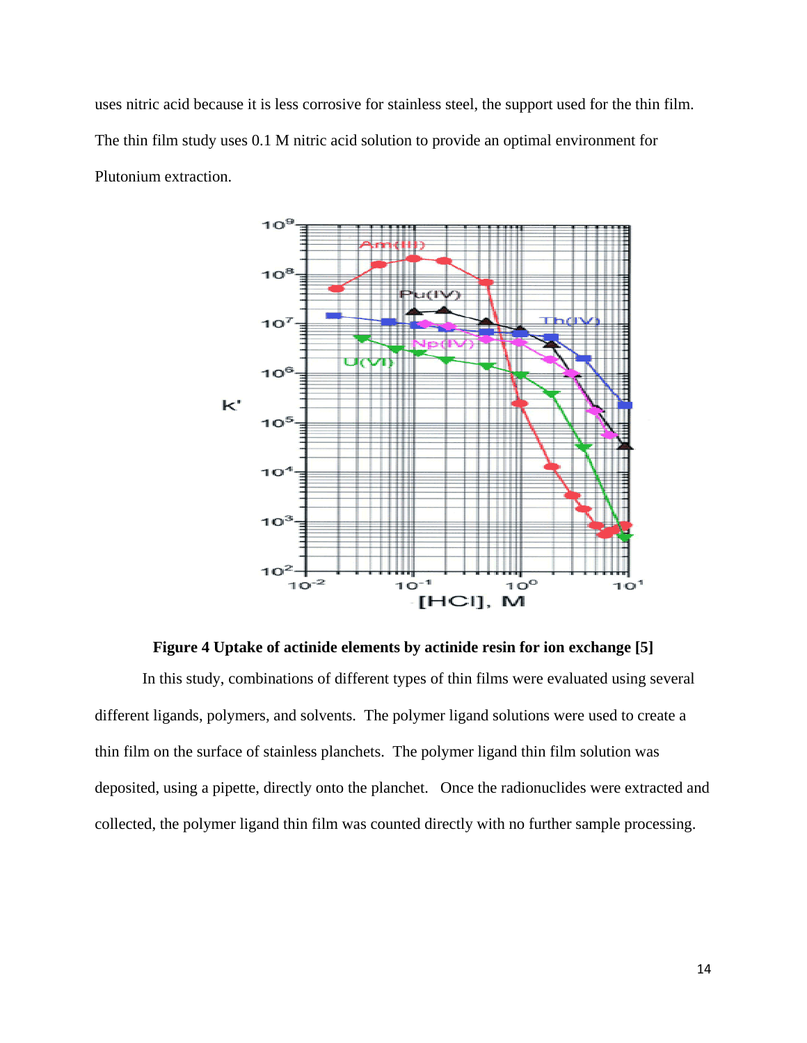uses nitric acid because it is less corrosive for stainless steel, the support used for the thin film. The thin film study uses 0.1 M nitric acid solution to provide an optimal environment for Plutonium extraction.

**Figure 4 Uptake of actinide elements by actinide resin for ion exchange [5]**

In this study, combinations of different types of thin films were evaluated using several different ligands, polymers, and solvents. The polymer ligand solutions were used to create a thin film on the surface of stainless planchets. The polymer ligand thin film solution was deposited, using a pipette, directly onto the planchet. Once the radionuclides were extracted and collected, the polymer ligand thin film was counted directly with no further sample processing.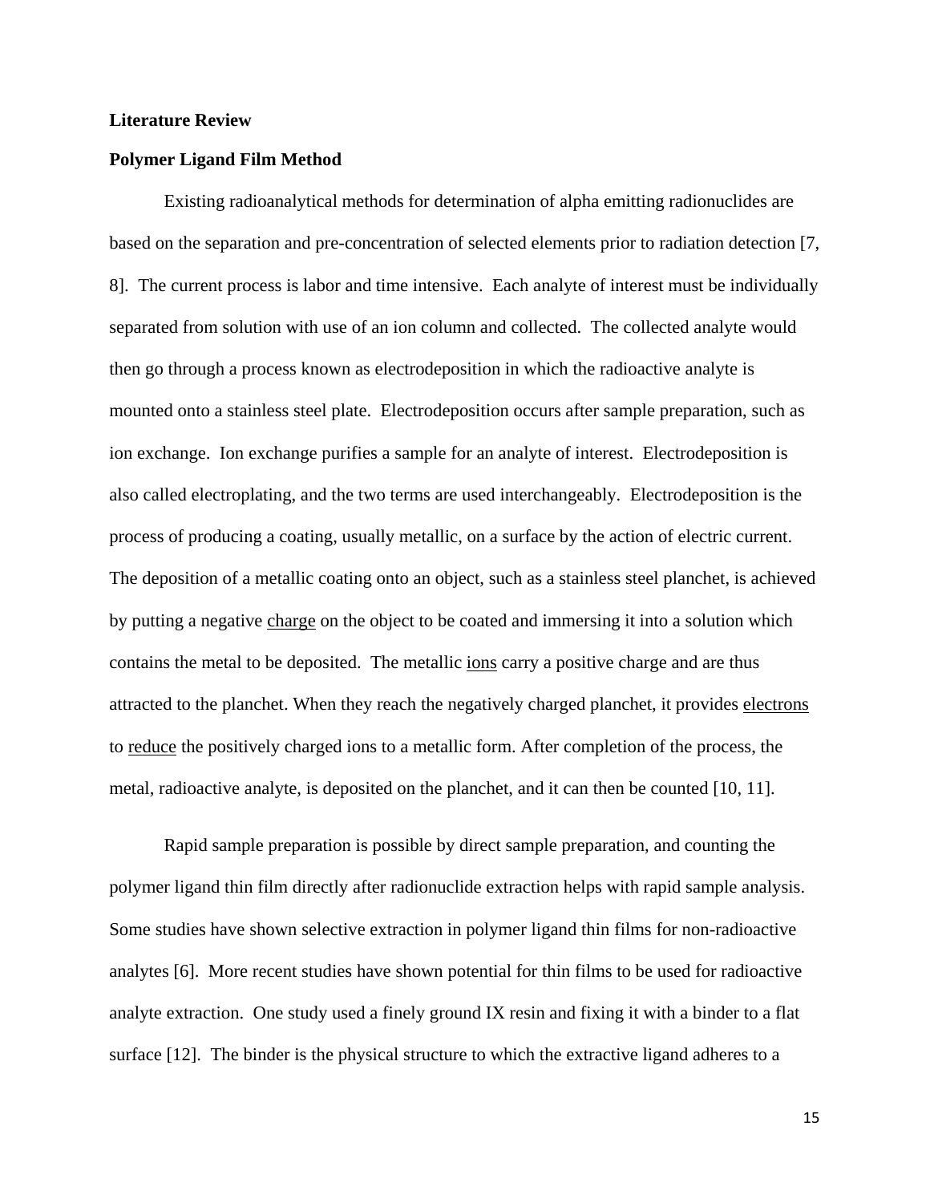**Literature Review**

**Polymer Ligand Film Method**

Existing radioanalytical methods for determination of alpha emitting radionuclides are based on the separation and pre-concentration of selected elements prior to radiation detection [7, 8]. The current process is labor and time intensive. Each analyte of interest must be individually separated from solution with use of an ion column and collected. The collected analyte would then go through a process known as electrodeposition in which the radioactive analyte is mounted onto a stainless steel plate. Electrodeposition occurs after sample preparation, such as ion exchange. Ion exchange purifies a sample for an analyte of interest. Electrodeposition is also called electroplating, and the two terms are used interchangeably. Electrodeposition is the process of producing a coating, usually metallic, on a surface by the action of electric current. The deposition of a metallic coating onto an object, such as a stainless steel planchet, is achieved by putting a negative charge on the object to be coated and immersing it into a solution which contains the metal to be deposited. The metallic ions carry a positive charge and are thus attracted to the planchet. When they reach the negatively charged planchet, it provides electrons to reduce the positively charged ions to a metallic form. After completion of the process, the metal, radioactive analyte, is deposited on the planchet, and it can then be counted [10, 11].

Rapid sample preparation is possible by direct sample preparation, and counting the polymer ligand thin film directly after radionuclide extraction helps with rapid sample analysis. Some studies have shown selective extraction in polymer ligand thin films for non-radioactive analytes [6]. More recent studies have shown potential for thin films to be used for radioactive analyte extraction. One study used a finely ground IX resin and fixing it with a binder to a flat surface [12]. The binder is the physical structure to which the extractive ligand adheres to a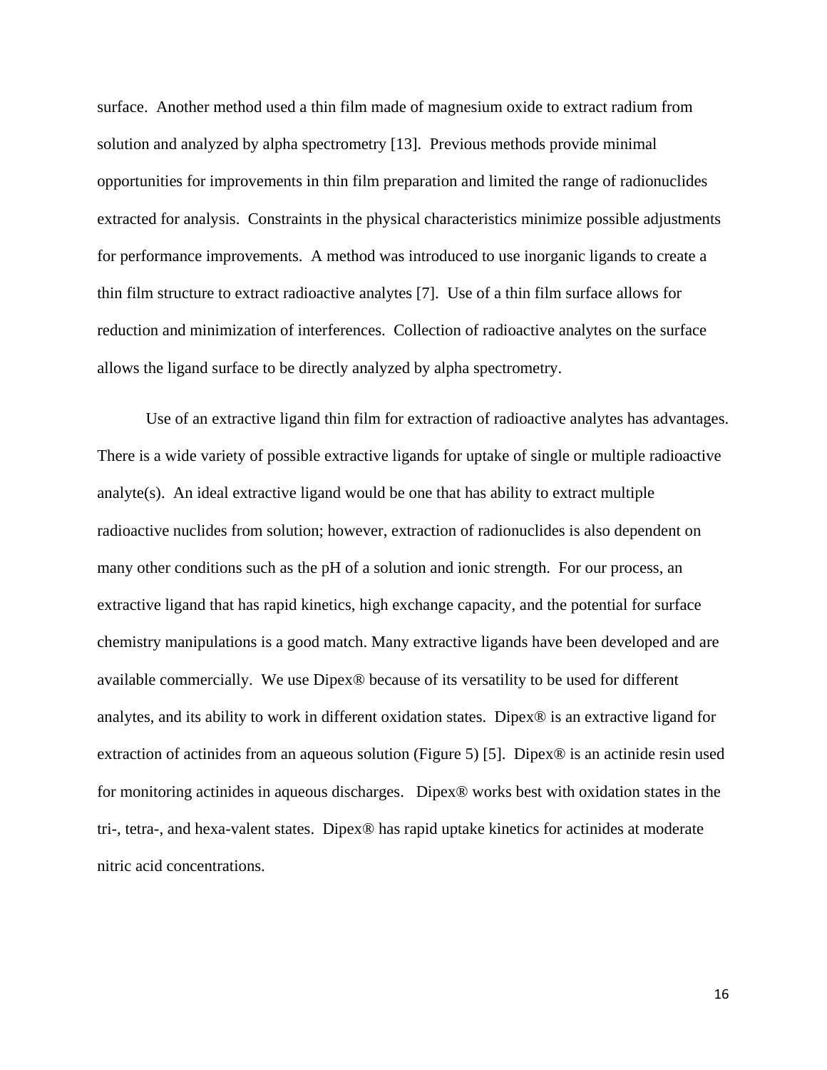surface. Another method used a thin film made of magnesium oxide to extract radium from solution and analyzed by alpha spectrometry [13]. Previous methods provide minimal opportunities for improvements in thin film preparation and limited the range of radionuclides extracted for analysis. Constraints in the physical characteristics minimize possible adjustments for performance improvements. A method was introduced to use inorganic ligands to create a thin film structure to extract radioactive analytes [7]. Use of a thin film surface allows for reduction and minimization of interferences. Collection of radioactive analytes on the surface allows the ligand surface to be directly analyzed by alpha spectrometry.

Use of an extractive ligand thin film for extraction of radioactive analytes has advantages. There is a wide variety of possible extractive ligands for uptake of single or multiple radioactive analyte(s). An ideal extractive ligand would be one that has ability to extract multiple radioactive nuclides from solution; however, extraction of radionuclides is also dependent on many other conditions such as the pH of a solution and ionic strength. For our process, an extractive ligand that has rapid kinetics, high exchange capacity, and the potential for surface chemistry manipulations is a good match. Many extractive ligands have been developed and are available commercially. We use Dipex® because of its versatility to be used for different analytes, and its ability to work in different oxidation states. Dipex® is an extractive ligand for extraction of actinides from an aqueous solution (Figure 5) [5]. Dipex® is an actinide resin used for monitoring actinides in aqueous discharges. Dipex® works best with oxidation states in the tri-, tetra-, and hexa-valent states. Dipex® has rapid uptake kinetics for actinides at moderate nitric acid concentrations.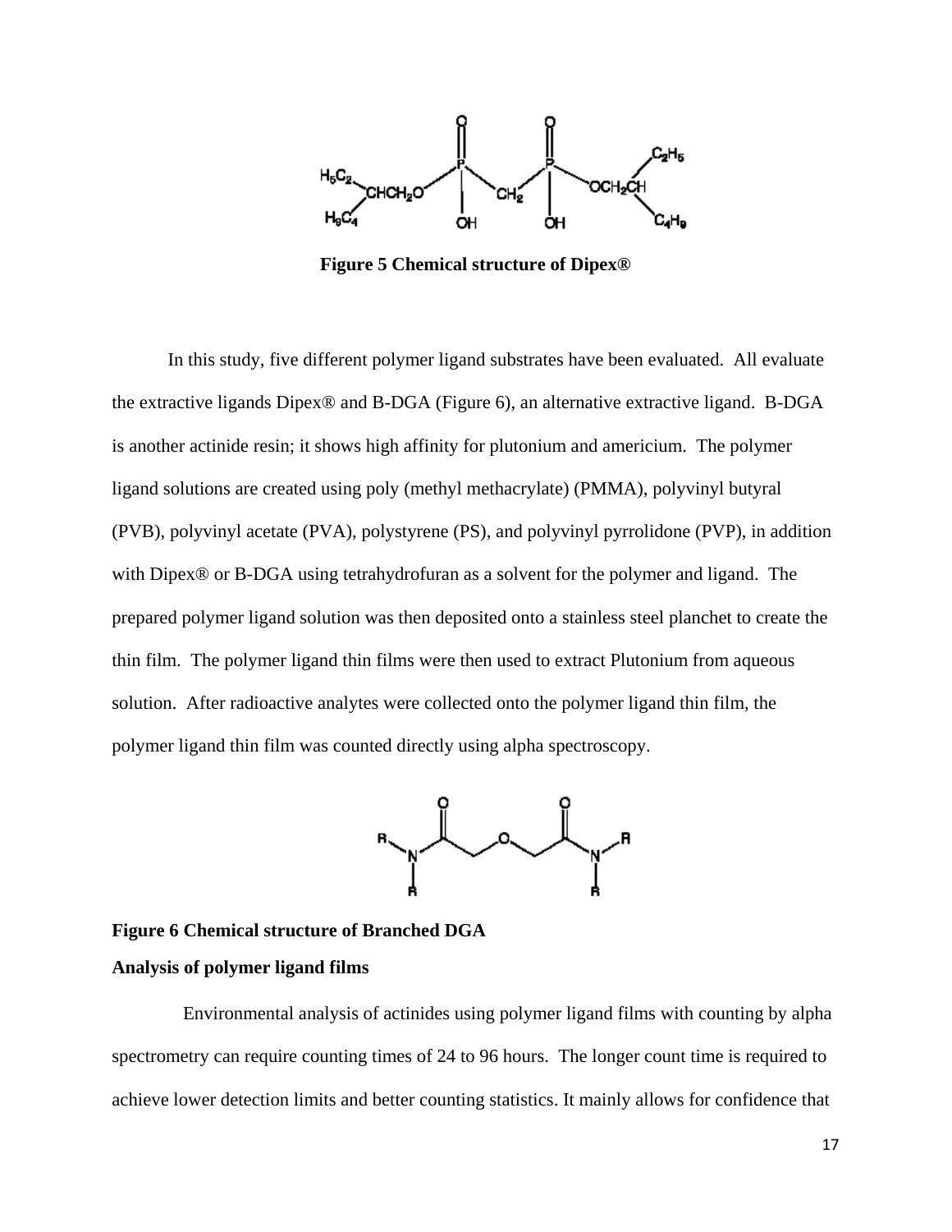**Figure 5 Chemical structure of Dipex®**

In this study, five different polymer ligand substrates have been evaluated. All evaluate the extractive ligands Dipex® and B-DGA (Figure 6), an alternative extractive ligand. B-DGA is another actinide resin; it shows high affinity for plutonium and americium. The polymer ligand solutions are created using poly (methyl methacrylate) (PMMA), polyvinyl butyral (PVB), polyvinyl acetate (PVA), polystyrene (PS), and polyvinyl pyrrolidone (PVP), in addition with Dipex® or B-DGA using tetrahydrofuran as a solvent for the polymer and ligand. The prepared polymer ligand solution was then deposited onto a stainless steel planchet to create the thin film. The polymer ligand thin films were then used to extract Plutonium from aqueous solution. After radioactive analytes were collected onto the polymer ligand thin film, the polymer ligand thin film was counted directly using alpha spectroscopy.

**Figure 6 Chemical structure of Branched DGA**

**Analysis of polymer ligand films**

Environmental analysis of actinides using polymer ligand films with counting by alpha spectrometry can require counting times of 24 to 96 hours. The longer count time is required to achieve lower detection limits and better counting statistics. It mainly allows for confidence that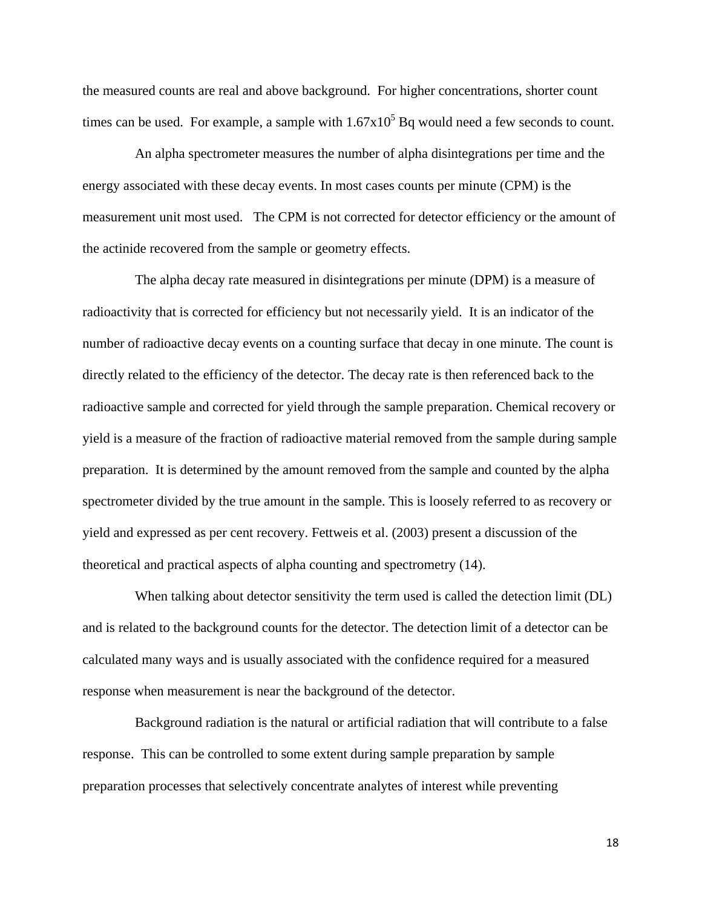the measured counts are real and above background. For higher concentrations, shorter count times can be used. For example, a sample with $1.67 \times 10^5$ Bq would need a few seconds to count.

An alpha spectrometer measures the number of alpha disintegrations per time and the energy associated with these decay events. In most cases counts per minute (CPM) is the measurement unit most used. The CPM is not corrected for detector efficiency or the amount of the actinide recovered from the sample or geometry effects.

The alpha decay rate measured in disintegrations per minute (DPM) is a measure of radioactivity that is corrected for efficiency but not necessarily yield. It is an indicator of the number of radioactive decay events on a counting surface that decay in one minute. The count is directly related to the efficiency of the detector. The decay rate is then referenced back to the radioactive sample and corrected for yield through the sample preparation. Chemical recovery or yield is a measure of the fraction of radioactive material removed from the sample during sample preparation. It is determined by the amount removed from the sample and counted by the alpha spectrometer divided by the true amount in the sample. This is loosely referred to as recovery or yield and expressed as per cent recovery. Fettweis et al. (2003) present a discussion of the theoretical and practical aspects of alpha counting and spectrometry (14).

When talking about detector sensitivity the term used is called the detection limit (DL) and is related to the background counts for the detector. The detection limit of a detector can be calculated many ways and is usually associated with the confidence required for a measured response when measurement is near the background of the detector.

Background radiation is the natural or artificial radiation that will contribute to a false response. This can be controlled to some extent during sample preparation by sample preparation processes that selectively concentrate analytes of interest while preventing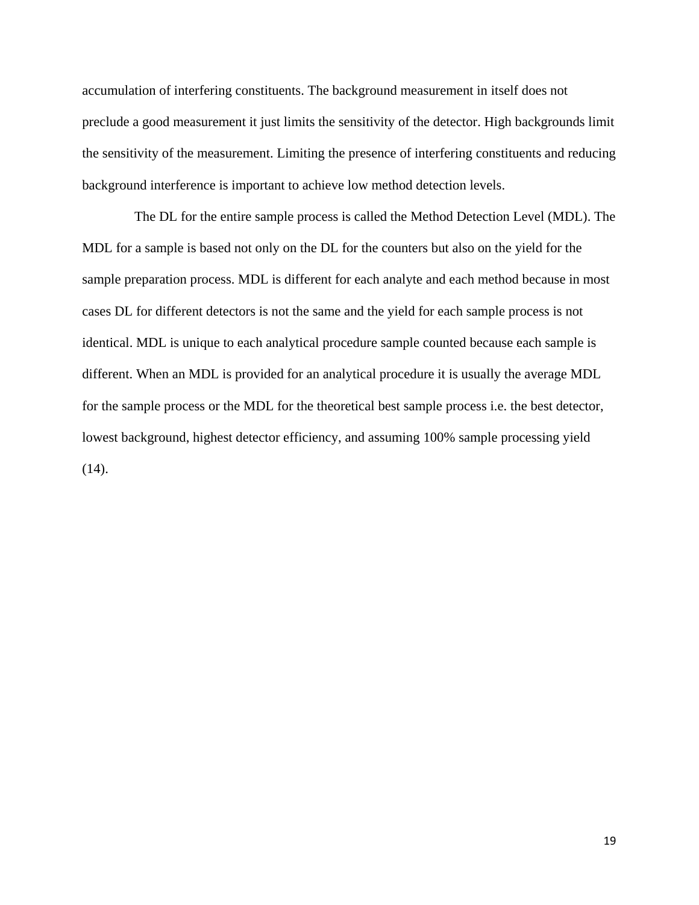accumulation of interfering constituents. The background measurement in itself does not preclude a good measurement it just limits the sensitivity of the detector. High backgrounds limit the sensitivity of the measurement. Limiting the presence of interfering constituents and reducing background interference is important to achieve low method detection levels.

The DL for the entire sample process is called the Method Detection Level (MDL). The MDL for a sample is based not only on the DL for the counters but also on the yield for the sample preparation process. MDL is different for each analyte and each method because in most cases DL for different detectors is not the same and the yield for each sample process is not identical. MDL is unique to each analytical procedure sample counted because each sample is different. When an MDL is provided for an analytical procedure it is usually the average MDL for the sample process or the MDL for the theoretical best sample process i.e. the best detector, lowest background, highest detector efficiency, and assuming 100% sample processing yield (14).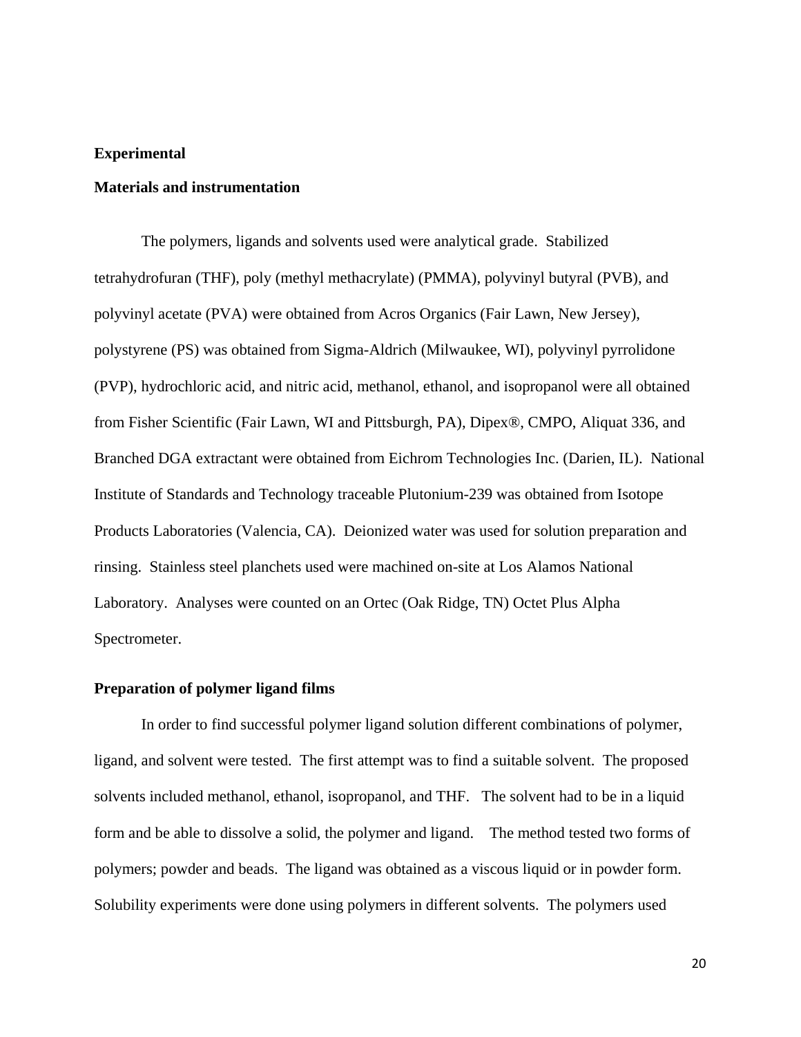## Experimental

### Materials and instrumentation

The polymers, ligands and solvents used were analytical grade. Stabilized tetrahydrofuran (THF), poly (methyl methacrylate) (PMMA), polyvinyl butyral (PVB), and polyvinyl acetate (PVA) were obtained from Acros Organics (Fair Lawn, New Jersey), polystyrene (PS) was obtained from Sigma-Aldrich (Milwaukee, WI), polyvinyl pyrrolidone (PVP), hydrochloric acid, and nitric acid, methanol, ethanol, and isopropanol were all obtained from Fisher Scientific (Fair Lawn, WI and Pittsburgh, PA), Dipex®, CMPO, Aliquat 336, and Branched DGA extractant were obtained from Eichrom Technologies Inc. (Darien, IL). National Institute of Standards and Technology traceable Plutonium-239 was obtained from Isotope Products Laboratories (Valencia, CA). Deionized water was used for solution preparation and rinsing. Stainless steel planchets used were machined on-site at Los Alamos National Laboratory. Analyses were counted on an Ortec (Oak Ridge, TN) Octet Plus Alpha Spectrometer.

### Preparation of polymer ligand films

In order to find successful polymer ligand solution different combinations of polymer, ligand, and solvent were tested. The first attempt was to find a suitable solvent. The proposed solvents included methanol, ethanol, isopropanol, and THF. The solvent had to be in a liquid form and be able to dissolve a solid, the polymer and ligand. The method tested two forms of polymers; powder and beads. The ligand was obtained as a viscous liquid or in powder form. Solubility experiments were done using polymers in different solvents. The polymers used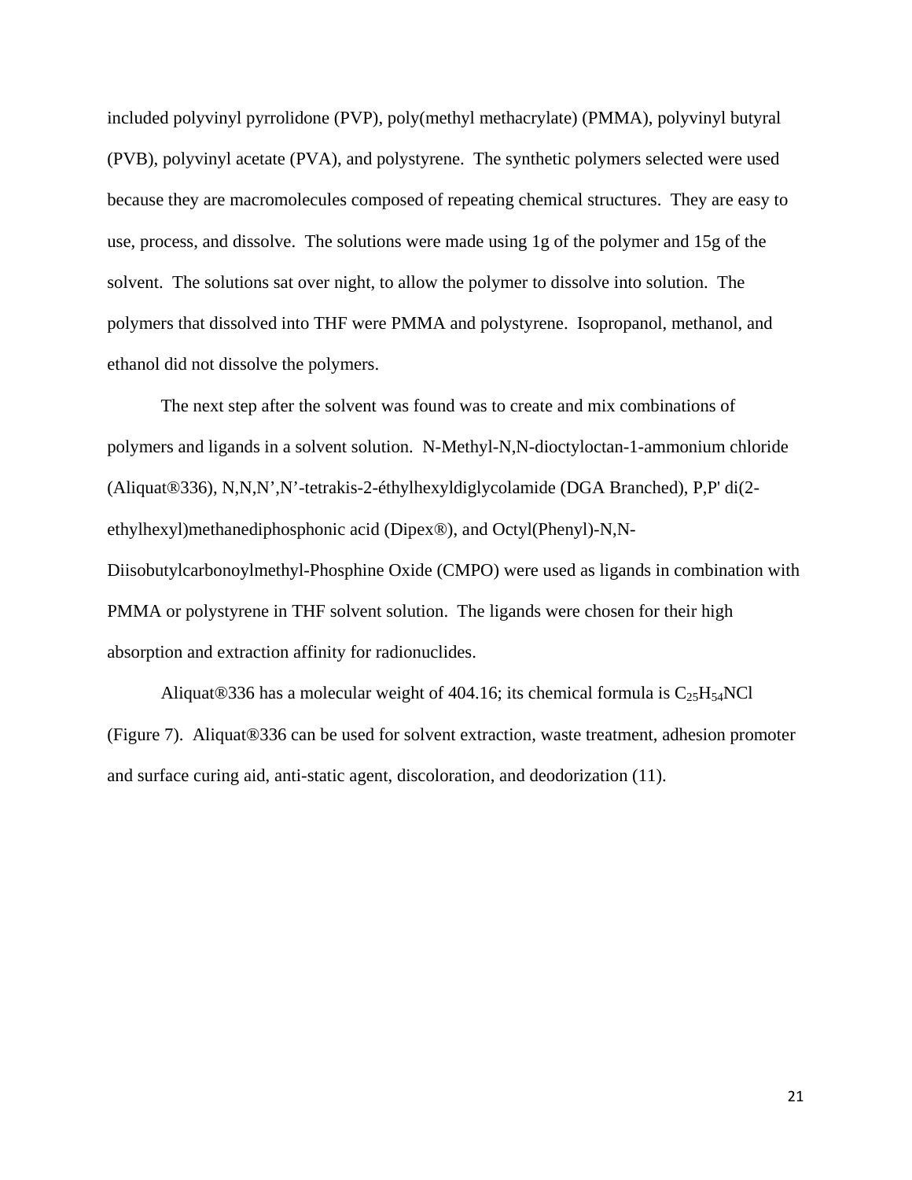included polyvinyl pyrrolidone (PVP), poly(methyl methacrylate) (PMMA), polyvinyl butyral (PVB), polyvinyl acetate (PVA), and polystyrene. The synthetic polymers selected were used because they are macromolecules composed of repeating chemical structures. They are easy to use, process, and dissolve. The solutions were made using 1g of the polymer and 15g of the solvent. The solutions sat over night, to allow the polymer to dissolve into solution. The polymers that dissolved into THF were PMMA and polystyrene. Isopropanol, methanol, and ethanol did not dissolve the polymers.

The next step after the solvent was found was to create and mix combinations of polymers and ligands in a solvent solution. N-Methyl-N,N-dioctyloctan-1-ammonium chloride (Aliquat®336), N,N,N',N'-tetrakis-2-éthylhexyldiglycolamide (DGA Branched), P,P' di(2-ethylhexyl)methanediphosphonic acid (Dipex®), and Octyl(Phenyl)-N,N-Diisobutylcarbonoylmethyl-Phosphine Oxide (CMPO) were used as ligands in combination with PMMA or polystyrene in THF solvent solution. The ligands were chosen for their high absorption and extraction affinity for radionuclides.

Aliquat®336 has a molecular weight of 404.16; its chemical formula is $C_{25}H_{54}NCl$ (Figure 7). Aliquat®336 can be used for solvent extraction, waste treatment, adhesion promoter and surface curing aid, anti-static agent, discoloration, and deodorization (11).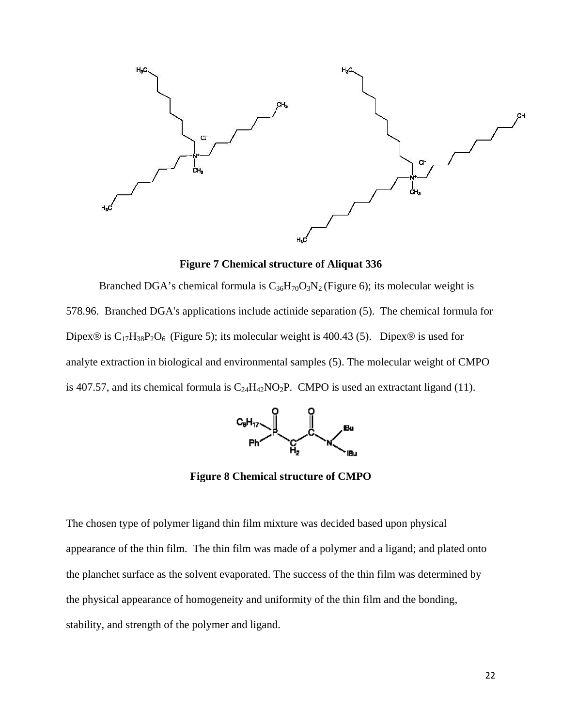**Figure 7 Chemical structure of Aliquat 336**

Branched DGA's chemical formula is $C_{36}H_{70}O_3N_2$ (Figure 6); its molecular weight is 578.96. Branched DGA's applications include actinide separation (5). The chemical formula for Dipex® is $C_{17}H_{38}P_2O_6$ (Figure 5); its molecular weight is 400.43 (5). Dipex® is used for analyte extraction in biological and environmental samples (5). The molecular weight of CMPO is 407.57, and its chemical formula is $C_{24}H_{42}NO_2P$. CMPO is used an extractant ligand (11).

**Figure 8 Chemical structure of CMPO**

The chosen type of polymer ligand thin film mixture was decided based upon physical appearance of the thin film. The thin film was made of a polymer and a ligand; and plated onto the planchet surface as the solvent evaporated. The success of the thin film was determined by the physical appearance of homogeneity and uniformity of the thin film and the bonding, stability, and strength of the polymer and ligand.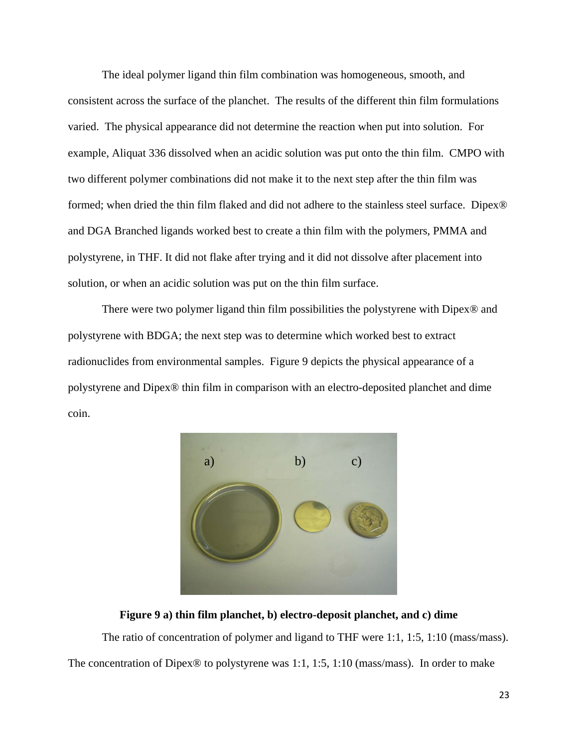The ideal polymer ligand thin film combination was homogeneous, smooth, and consistent across the surface of the planchet. The results of the different thin film formulations varied. The physical appearance did not determine the reaction when put into solution. For example, Aliquat 336 dissolved when an acidic solution was put onto the thin film. CMPO with two different polymer combinations did not make it to the next step after the thin film was formed; when dried the thin film flaked and did not adhere to the stainless steel surface. Dipex® and DGA Branched ligands worked best to create a thin film with the polymers, PMMA and polystyrene, in THF. It did not flake after trying and it did not dissolve after placement into solution, or when an acidic solution was put on the thin film surface.

There were two polymer ligand thin film possibilities the polystyrene with Dipex® and polystyrene with BDGA; the next step was to determine which worked best to extract radionuclides from environmental samples. Figure 9 depicts the physical appearance of a polystyrene and Dipex® thin film in comparison with an electro-deposited planchet and dime coin.

**Figure 9 a) thin film planchet, b) electro-deposit planchet, and c) dime**

The ratio of concentration of polymer and ligand to THF were 1:1, 1:5, 1:10 (mass/mass). The concentration of Dipex® to polystyrene was 1:1, 1:5, 1:10 (mass/mass). In order to make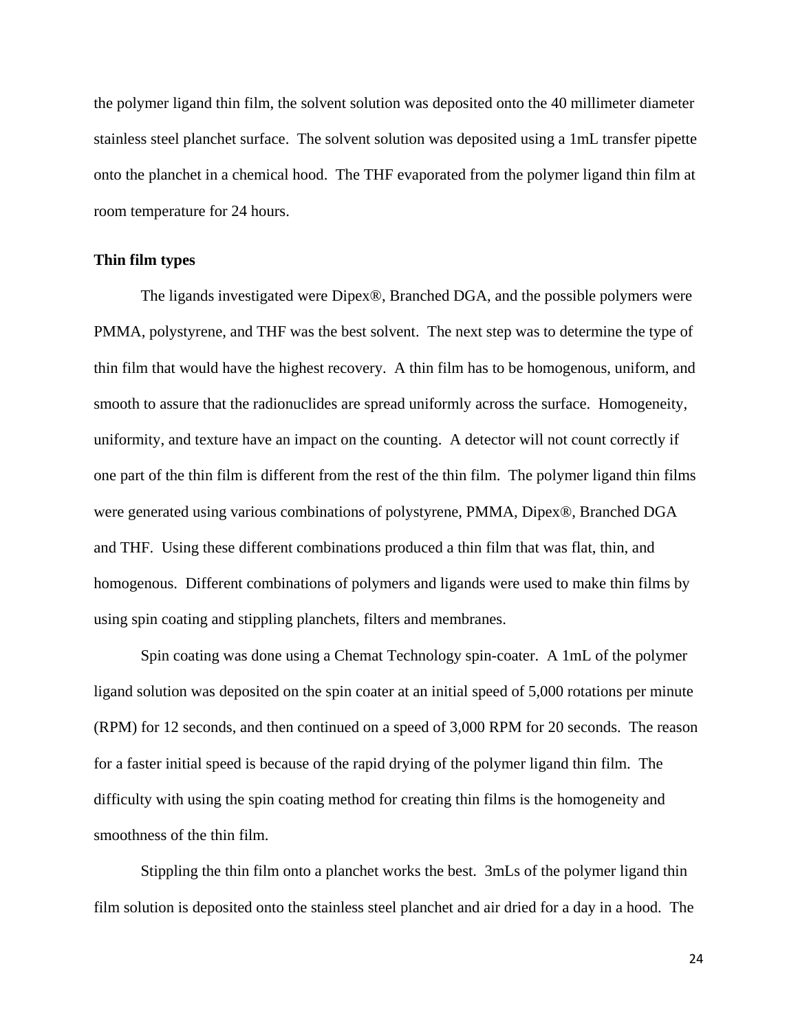the polymer ligand thin film, the solvent solution was deposited onto the 40 millimeter diameter stainless steel planchet surface. The solvent solution was deposited using a 1mL transfer pipette onto the planchet in a chemical hood. The THF evaporated from the polymer ligand thin film at room temperature for 24 hours.

**Thin film types**

The ligands investigated were Dipex®, Branched DGA, and the possible polymers were PMMA, polystyrene, and THF was the best solvent. The next step was to determine the type of thin film that would have the highest recovery. A thin film has to be homogenous, uniform, and smooth to assure that the radionuclides are spread uniformly across the surface. Homogeneity, uniformity, and texture have an impact on the counting. A detector will not count correctly if one part of the thin film is different from the rest of the thin film. The polymer ligand thin films were generated using various combinations of polystyrene, PMMA, Dipex®, Branched DGA and THF. Using these different combinations produced a thin film that was flat, thin, and homogenous. Different combinations of polymers and ligands were used to make thin films by using spin coating and stippling planchets, filters and membranes.

Spin coating was done using a Chemat Technology spin-coater. A 1mL of the polymer ligand solution was deposited on the spin coater at an initial speed of 5,000 rotations per minute (RPM) for 12 seconds, and then continued on a speed of 3,000 RPM for 20 seconds. The reason for a faster initial speed is because of the rapid drying of the polymer ligand thin film. The difficulty with using the spin coating method for creating thin films is the homogeneity and smoothness of the thin film.

Stippling the thin film onto a planchet works the best. 3mLs of the polymer ligand thin film solution is deposited onto the stainless steel planchet and air dried for a day in a hood. The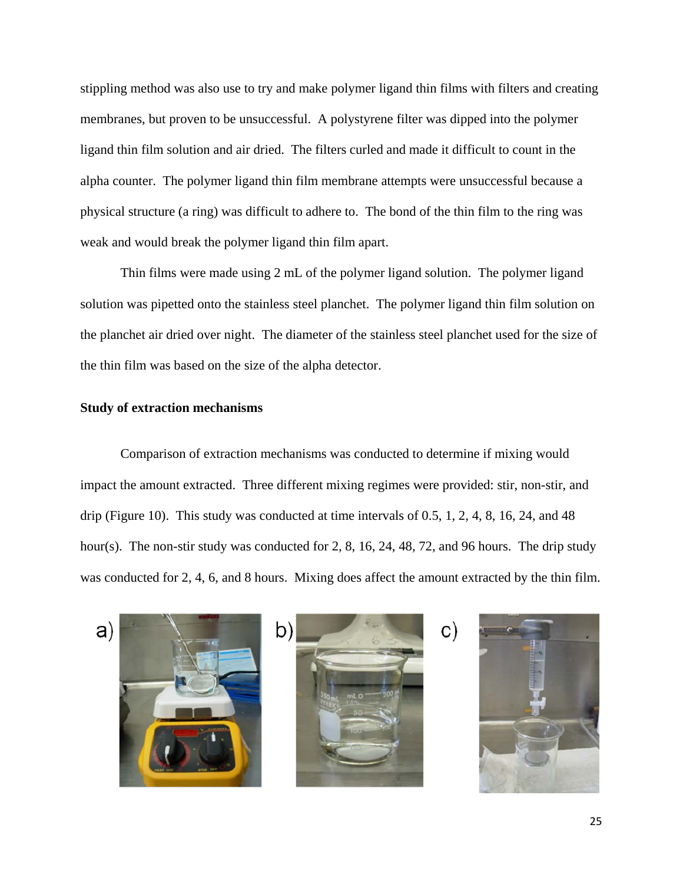stippling method was also use to try and make polymer ligand thin films with filters and creating membranes, but proven to be unsuccessful. A polystyrene filter was dipped into the polymer ligand thin film solution and air dried. The filters curled and made it difficult to count in the alpha counter. The polymer ligand thin film membrane attempts were unsuccessful because a physical structure (a ring) was difficult to adhere to. The bond of the thin film to the ring was weak and would break the polymer ligand thin film apart.

Thin films were made using 2 mL of the polymer ligand solution. The polymer ligand solution was pipetted onto the stainless steel planchet. The polymer ligand thin film solution on the planchet air dried over night. The diameter of the stainless steel planchet used for the size of the thin film was based on the size of the alpha detector.

**Study of extraction mechanisms**

Comparison of extraction mechanisms was conducted to determine if mixing would impact the amount extracted. Three different mixing regimes were provided: stir, non-stir, and drip (Figure 10). This study was conducted at time intervals of 0.5, 1, 2, 4, 8, 16, 24, and 48 hour(s). The non-stir study was conducted for 2, 8, 16, 24, 48, 72, and 96 hours. The drip study was conducted for 2, 4, 6, and 8 hours. Mixing does affect the amount extracted by the thin film.

a) b) c)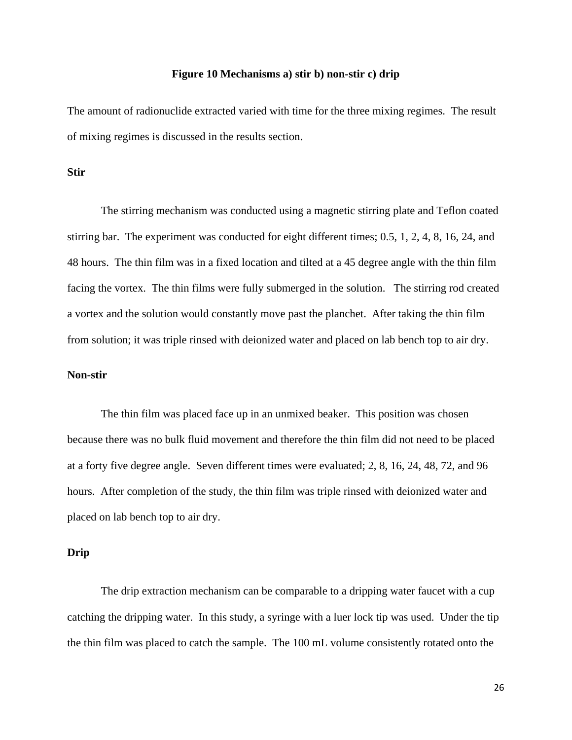**Figure 10 Mechanisms a) stir b) non-stir c) drip**

The amount of radionuclide extracted varied with time for the three mixing regimes. The result of mixing regimes is discussed in the results section.

**Stir**

The stirring mechanism was conducted using a magnetic stirring plate and Teflon coated stirring bar. The experiment was conducted for eight different times; 0.5, 1, 2, 4, 8, 16, 24, and 48 hours. The thin film was in a fixed location and tilted at a 45 degree angle with the thin film facing the vortex. The thin films were fully submerged in the solution. The stirring rod created a vortex and the solution would constantly move past the planchet. After taking the thin film from solution; it was triple rinsed with deionized water and placed on lab bench top to air dry.

**Non-stir**

The thin film was placed face up in an unmixed beaker. This position was chosen because there was no bulk fluid movement and therefore the thin film did not need to be placed at a forty five degree angle. Seven different times were evaluated; 2, 8, 16, 24, 48, 72, and 96 hours. After completion of the study, the thin film was triple rinsed with deionized water and placed on lab bench top to air dry.

**Drip**

The drip extraction mechanism can be comparable to a dripping water faucet with a cup catching the dripping water. In this study, a syringe with a luer lock tip was used. Under the tip the thin film was placed to catch the sample. The 100 mL volume consistently rotated onto the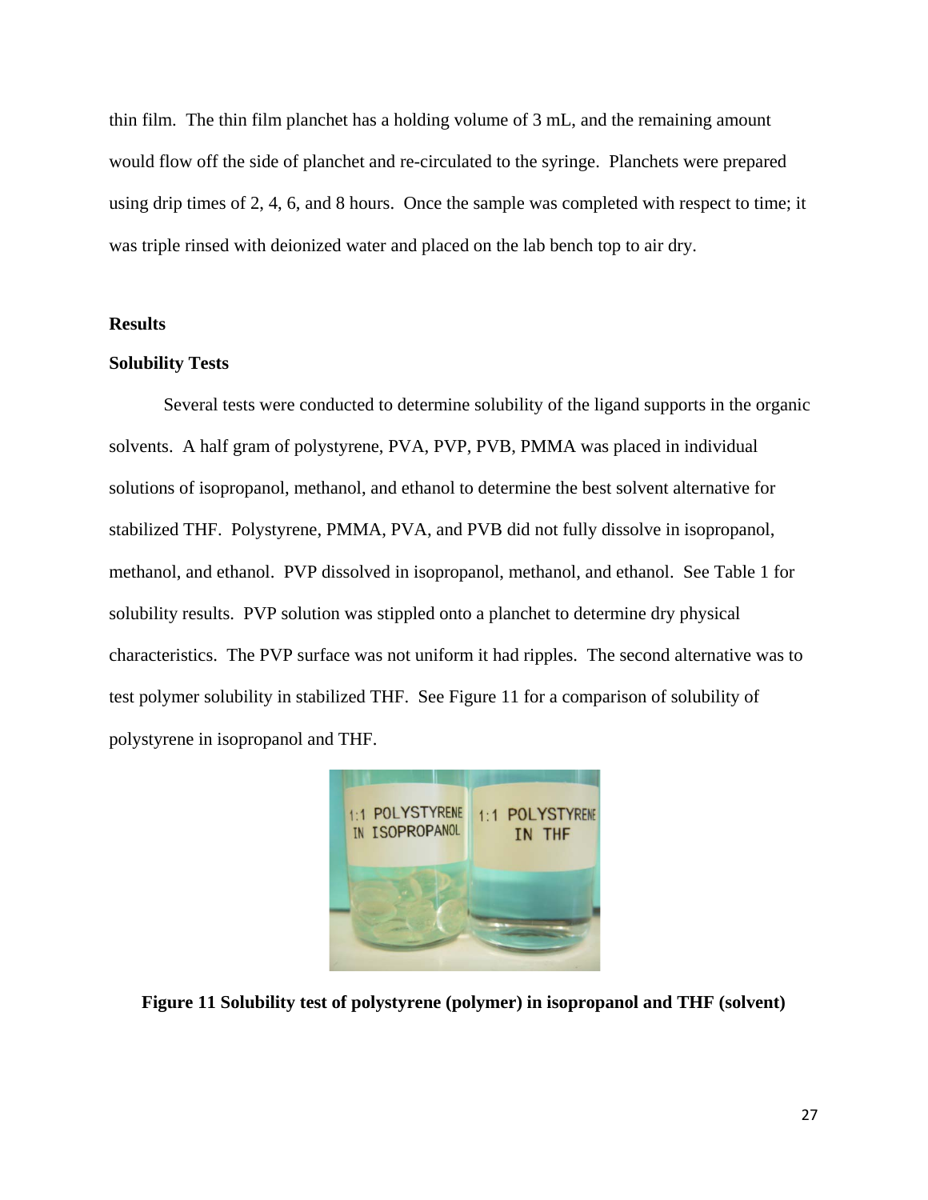thin film. The thin film planchet has a holding volume of 3 mL, and the remaining amount would flow off the side of planchet and re-circulated to the syringe. Planchets were prepared using drip times of 2, 4, 6, and 8 hours. Once the sample was completed with respect to time; it was triple rinsed with deionized water and placed on the lab bench top to air dry.

## Results

### Solubility Tests

Several tests were conducted to determine solubility of the ligand supports in the organic solvents. A half gram of polystyrene, PVA, PVP, PVB, PMMA was placed in individual solutions of isopropanol, methanol, and ethanol to determine the best solvent alternative for stabilized THF. Polystyrene, PMMA, PVA, and PVB did not fully dissolve in isopropanol, methanol, and ethanol. PVP dissolved in isopropanol, methanol, and ethanol. See Table 1 for solubility results. PVP solution was stippled onto a planchet to determine dry physical characteristics. The PVP surface was not uniform it had ripples. The second alternative was to test polymer solubility in stabilized THF. See Figure 11 for a comparison of solubility of polystyrene in isopropanol and THF.

**Figure 11 Solubility test of polystyrene (polymer) in isopropanol and THF (solvent)**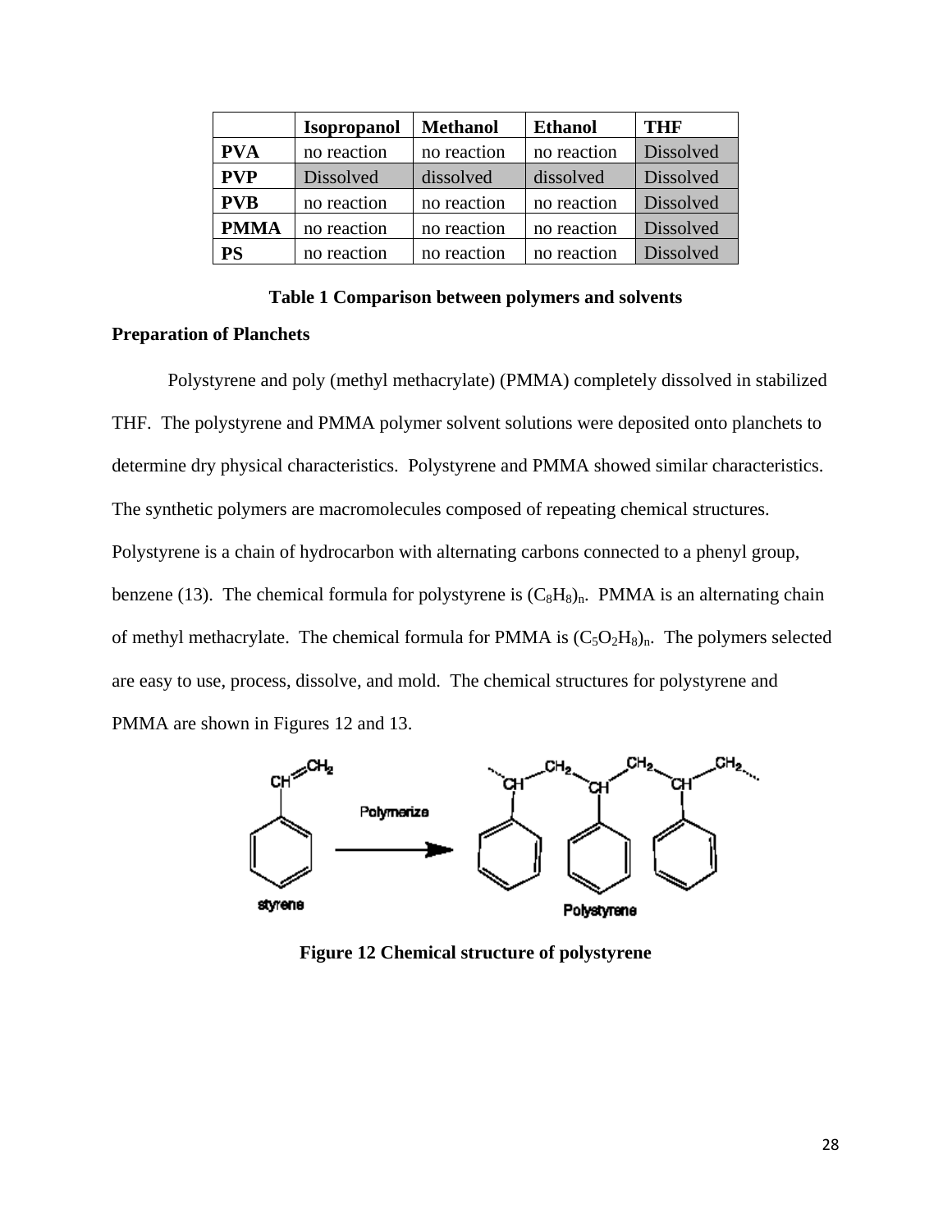| | Isopropanol | Methanol | Ethanol | THF |
|---|---|---|---|---|
| **PVA** | no reaction | no reaction | no reaction | Dissolved |
| **PVP** | Dissolved | dissolved | dissolved | Dissolved |
| **PVB** | no reaction | no reaction | no reaction | Dissolved |
| **PMMA** | no reaction | no reaction | no reaction | Dissolved |
| **PS** | no reaction | no reaction | no reaction | Dissolved |

**Table 1 Comparison between polymers and solvents**

**Preparation of Planchets**

Polystyrene and poly (methyl methacrylate) (PMMA) completely dissolved in stabilized THF. The polystyrene and PMMA polymer solvent solutions were deposited onto planchets to determine dry physical characteristics. Polystyrene and PMMA showed similar characteristics. The synthetic polymers are macromolecules composed of repeating chemical structures. Polystyrene is a chain of hydrocarbon with alternating carbons connected to a phenyl group, benzene (13). The chemical formula for polystyrene is $(C_8H_8)_n$. PMMA is an alternating chain of methyl methacrylate. The chemical formula for PMMA is $(C_5O_2H_8)_n$. The polymers selected are easy to use, process, dissolve, and mold. The chemical structures for polystyrene and PMMA are shown in Figures 12 and 13.

**Figure 12 Chemical structure of polystyrene**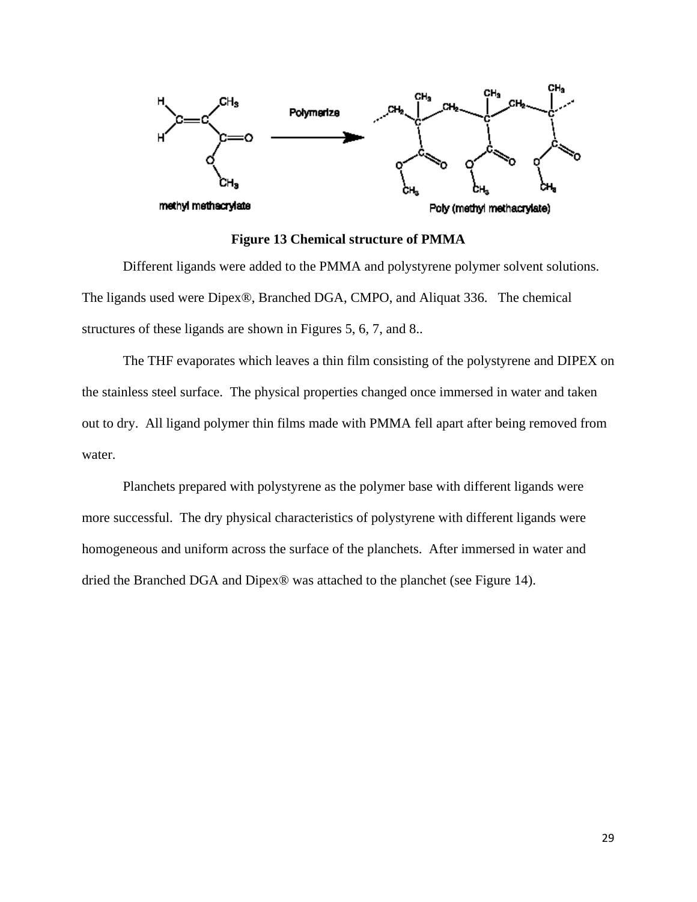**Figure 13 Chemical structure of PMMA**

Different ligands were added to the PMMA and polystyrene polymer solvent solutions. The ligands used were Dipex®, Branched DGA, CMPO, and Aliquat 336. The chemical structures of these ligands are shown in Figures 5, 6, 7, and 8..

The THF evaporates which leaves a thin film consisting of the polystyrene and DIPEX on the stainless steel surface. The physical properties changed once immersed in water and taken out to dry. All ligand polymer thin films made with PMMA fell apart after being removed from water.

Planchets prepared with polystyrene as the polymer base with different ligands were more successful. The dry physical characteristics of polystyrene with different ligands were homogeneous and uniform across the surface of the planchets. After immersed in water and dried the Branched DGA and Dipex® was attached to the planchet (see Figure 14).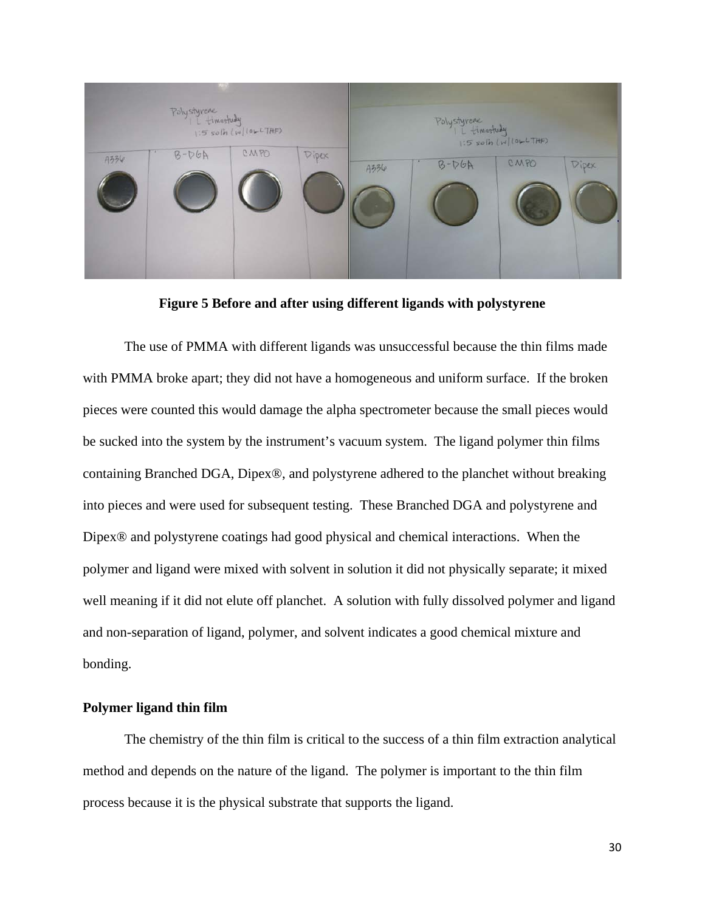**Figure 5 Before and after using different ligands with polystyrene**

The use of PMMA with different ligands was unsuccessful because the thin films made with PMMA broke apart; they did not have a homogeneous and uniform surface. If the broken pieces were counted this would damage the alpha spectrometer because the small pieces would be sucked into the system by the instrument's vacuum system. The ligand polymer thin films containing Branched DGA, Dipex®, and polystyrene adhered to the planchet without breaking into pieces and were used for subsequent testing. These Branched DGA and polystyrene and Dipex® and polystyrene coatings had good physical and chemical interactions. When the polymer and ligand were mixed with solvent in solution it did not physically separate; it mixed well meaning if it did not elute off planchet. A solution with fully dissolved polymer and ligand and non-separation of ligand, polymer, and solvent indicates a good chemical mixture and bonding.

**Polymer ligand thin film**

The chemistry of the thin film is critical to the success of a thin film extraction analytical method and depends on the nature of the ligand. The polymer is important to the thin film process because it is the physical substrate that supports the ligand.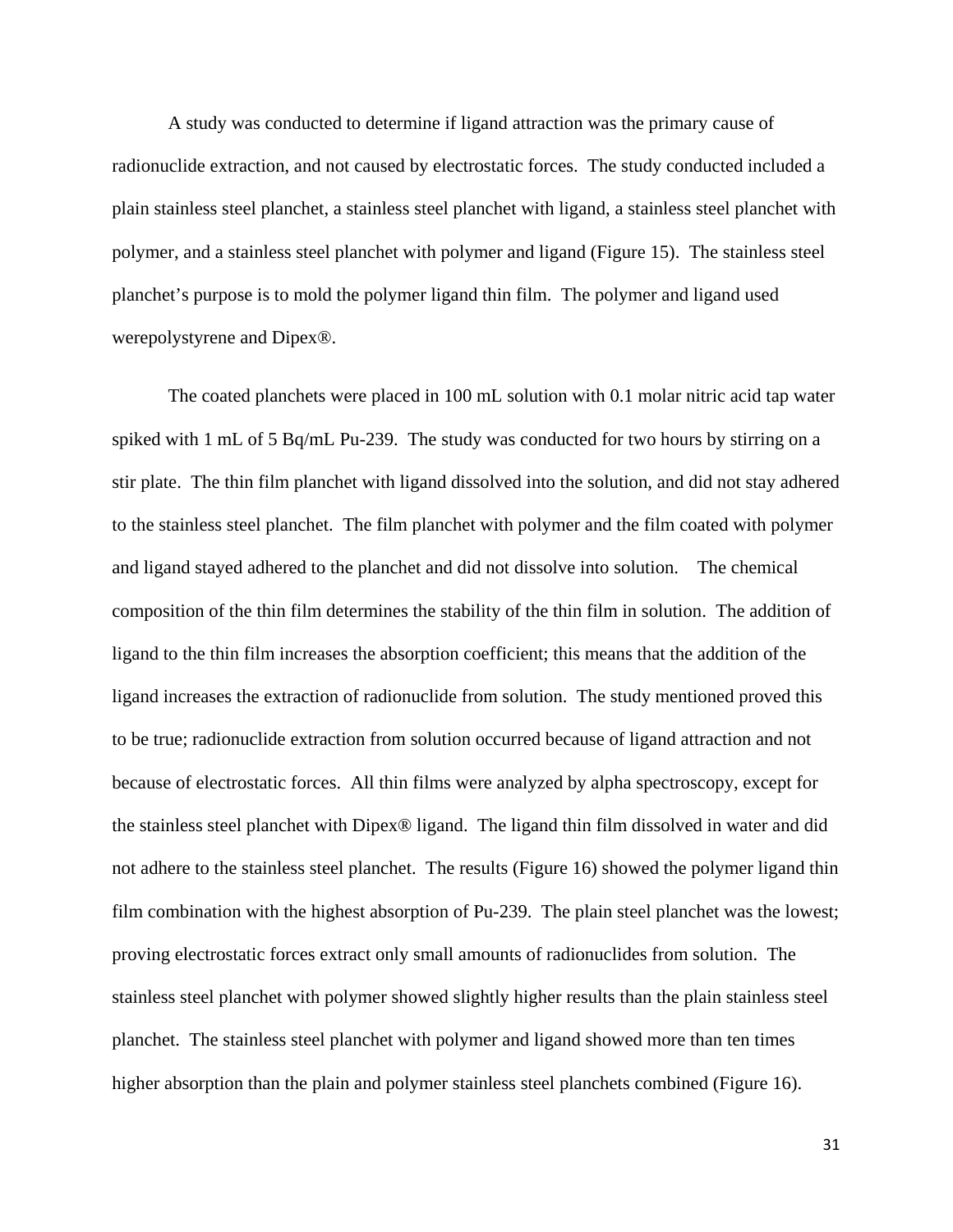A study was conducted to determine if ligand attraction was the primary cause of radionuclide extraction, and not caused by electrostatic forces. The study conducted included a plain stainless steel planchet, a stainless steel planchet with ligand, a stainless steel planchet with polymer, and a stainless steel planchet with polymer and ligand (Figure 15). The stainless steel planchet's purpose is to mold the polymer ligand thin film. The polymer and ligand used werepolystyrene and Dipex®.

The coated planchets were placed in 100 mL solution with 0.1 molar nitric acid tap water spiked with 1 mL of 5 Bq/mL Pu-239. The study was conducted for two hours by stirring on a stir plate. The thin film planchet with ligand dissolved into the solution, and did not stay adhered to the stainless steel planchet. The film planchet with polymer and the film coated with polymer and ligand stayed adhered to the planchet and did not dissolve into solution. The chemical composition of the thin film determines the stability of the thin film in solution. The addition of ligand to the thin film increases the absorption coefficient; this means that the addition of the ligand increases the extraction of radionuclide from solution. The study mentioned proved this to be true; radionuclide extraction from solution occurred because of ligand attraction and not because of electrostatic forces. All thin films were analyzed by alpha spectroscopy, except for the stainless steel planchet with Dipex® ligand. The ligand thin film dissolved in water and did not adhere to the stainless steel planchet. The results (Figure 16) showed the polymer ligand thin film combination with the highest absorption of Pu-239. The plain steel planchet was the lowest; proving electrostatic forces extract only small amounts of radionuclides from solution. The stainless steel planchet with polymer showed slightly higher results than the plain stainless steel planchet. The stainless steel planchet with polymer and ligand showed more than ten times higher absorption than the plain and polymer stainless steel planchets combined (Figure 16).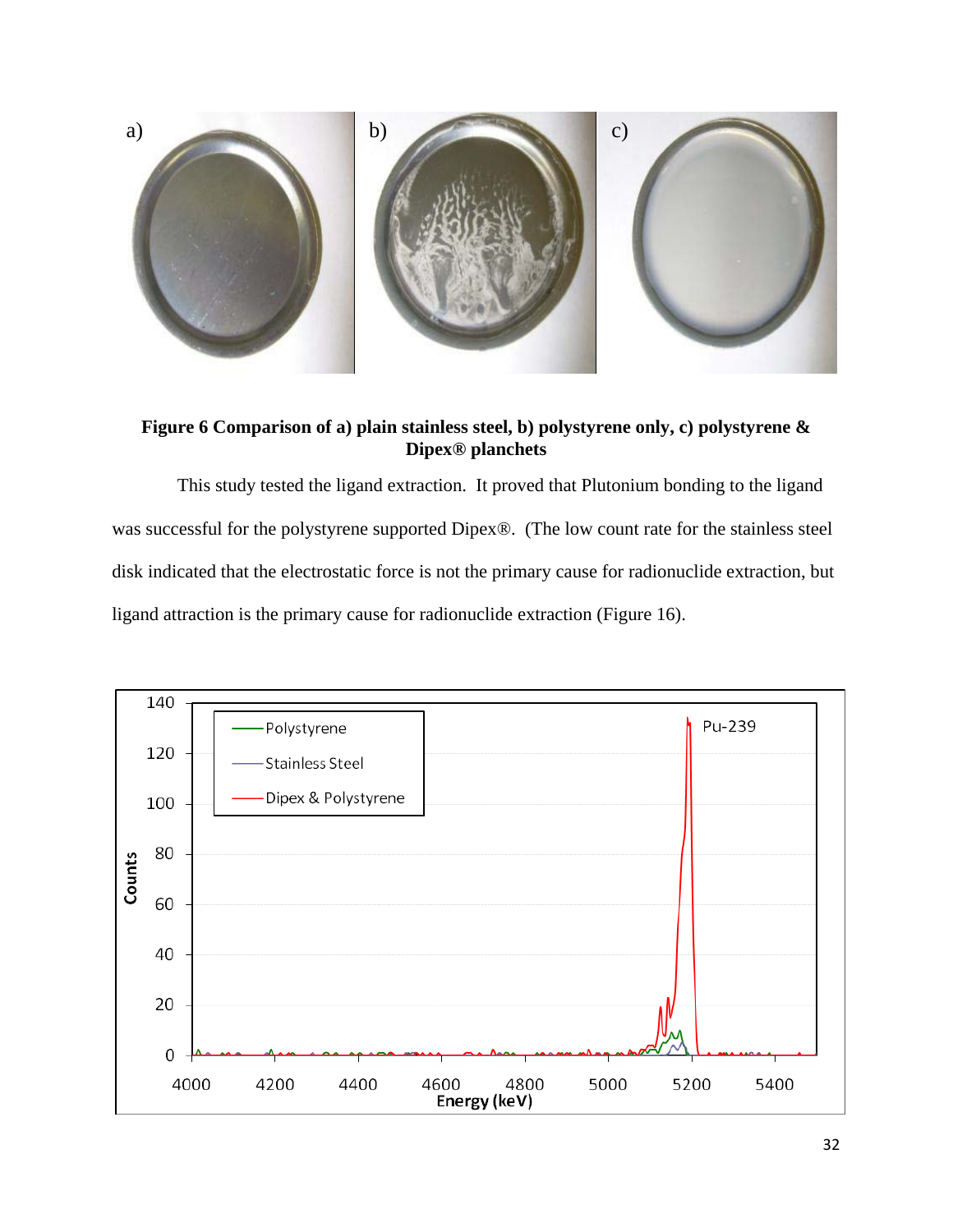**Figure 6 Comparison of a) plain stainless steel, b) polystyrene only, c) polystyrene & Dipex® planchets**

This study tested the ligand extraction. It proved that Plutonium bonding to the ligand was successful for the polystyrene supported Dipex®. (The low count rate for the stainless steel disk indicated that the electrostatic force is not the primary cause for radionuclide extraction, but ligand attraction is the primary cause for radionuclide extraction (Figure 16).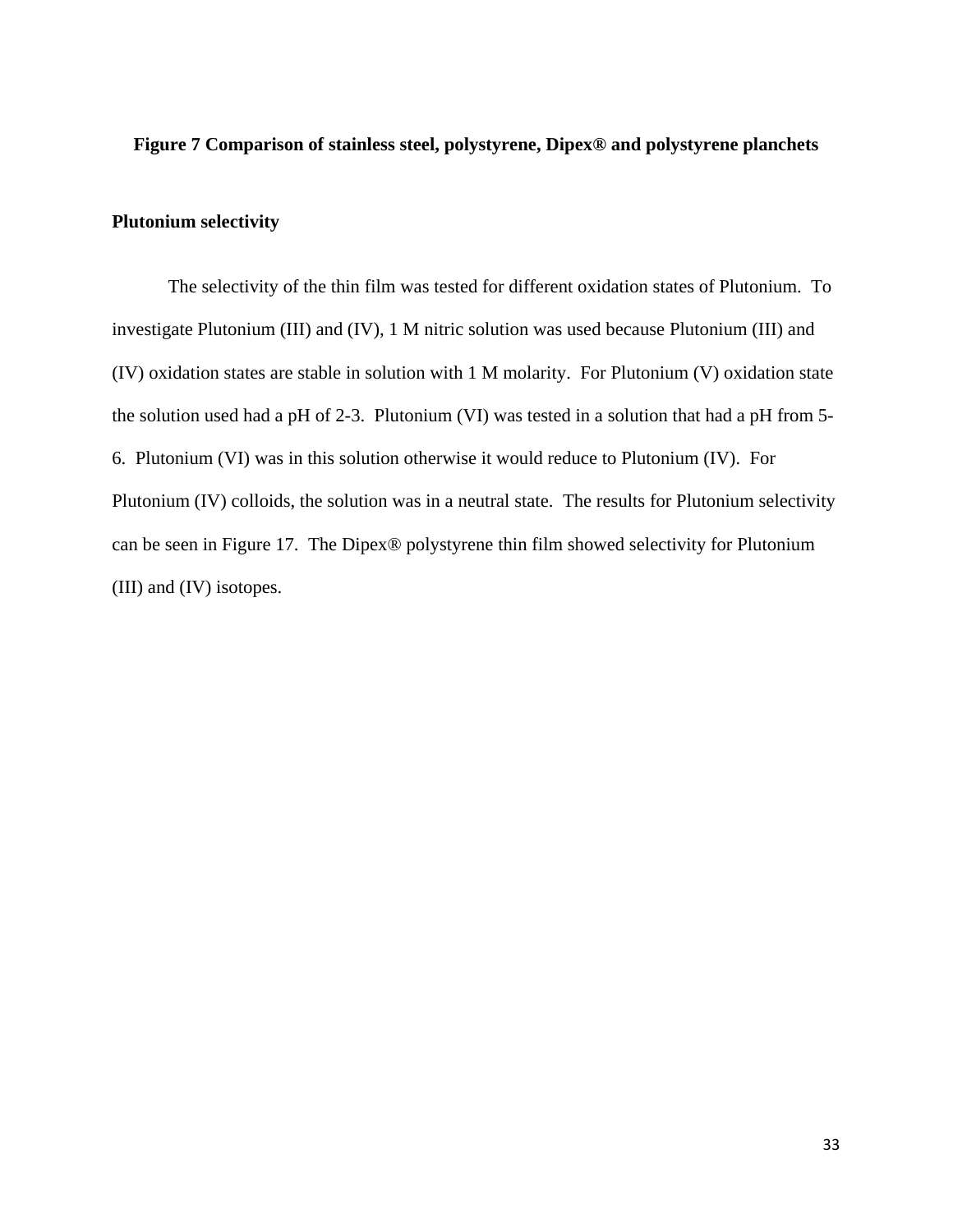**Figure 7 Comparison of stainless steel, polystyrene, Dipex® and polystyrene planchets**

**Plutonium selectivity**

The selectivity of the thin film was tested for different oxidation states of Plutonium. To investigate Plutonium (III) and (IV), 1 M nitric solution was used because Plutonium (III) and (IV) oxidation states are stable in solution with 1 M molarity. For Plutonium (V) oxidation state the solution used had a pH of 2-3. Plutonium (VI) was tested in a solution that had a pH from 5-6. Plutonium (VI) was in this solution otherwise it would reduce to Plutonium (IV). For Plutonium (IV) colloids, the solution was in a neutral state. The results for Plutonium selectivity can be seen in Figure 17. The Dipex® polystyrene thin film showed selectivity for Plutonium (III) and (IV) isotopes.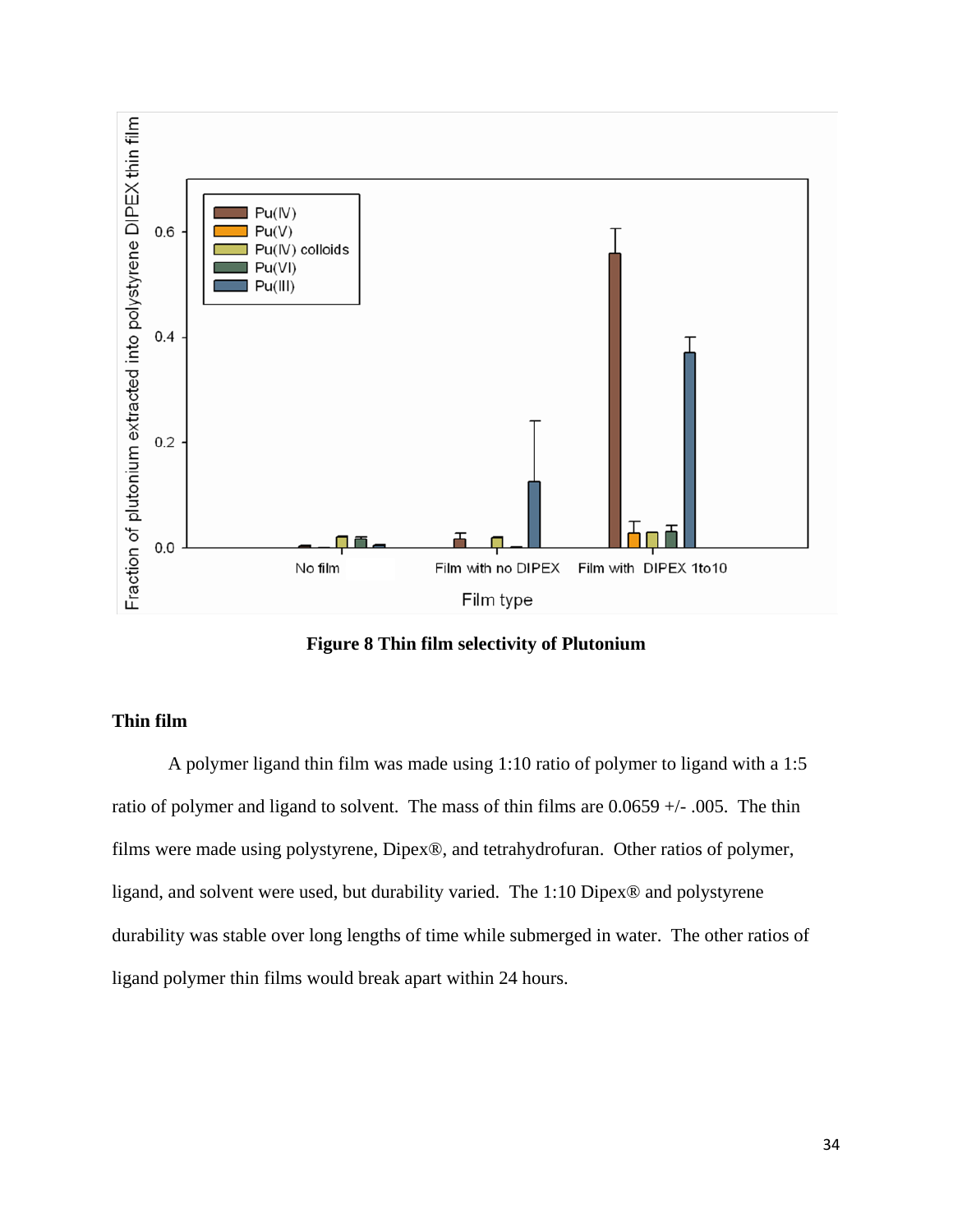**Figure 8 Thin film selectivity of Plutonium**

### Thin film

A polymer ligand thin film was made using 1:10 ratio of polymer to ligand with a 1:5 ratio of polymer and ligand to solvent. The mass of thin films are 0.0659 +/- .005. The thin films were made using polystyrene, Dipex®, and tetrahydrofuran. Other ratios of polymer, ligand, and solvent were used, but durability varied. The 1:10 Dipex® and polystyrene durability was stable over long lengths of time while submerged in water. The other ratios of ligand polymer thin films would break apart within 24 hours.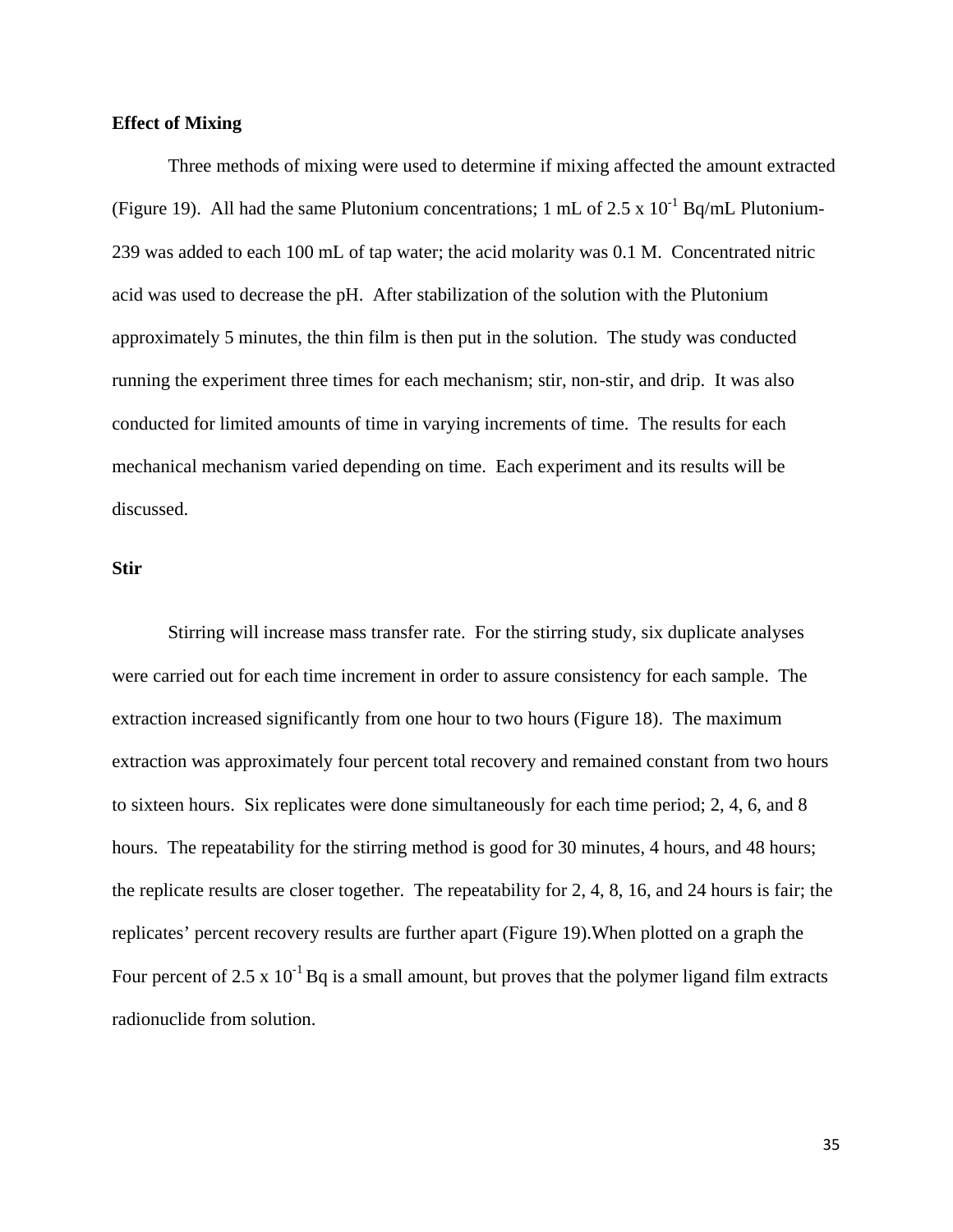**Effect of Mixing**

Three methods of mixing were used to determine if mixing affected the amount extracted (Figure 19). All had the same Plutonium concentrations; 1 mL of $2.5 \times 10^{-1}$ Bq/mL Plutonium-239 was added to each 100 mL of tap water; the acid molarity was 0.1 M. Concentrated nitric acid was used to decrease the pH. After stabilization of the solution with the Plutonium approximately 5 minutes, the thin film is then put in the solution. The study was conducted running the experiment three times for each mechanism; stir, non-stir, and drip. It was also conducted for limited amounts of time in varying increments of time. The results for each mechanical mechanism varied depending on time. Each experiment and its results will be discussed.

**Stir**

Stirring will increase mass transfer rate. For the stirring study, six duplicate analyses were carried out for each time increment in order to assure consistency for each sample. The extraction increased significantly from one hour to two hours (Figure 18). The maximum extraction was approximately four percent total recovery and remained constant from two hours to sixteen hours. Six replicates were done simultaneously for each time period; 2, 4, 6, and 8 hours. The repeatability for the stirring method is good for 30 minutes, 4 hours, and 48 hours; the replicate results are closer together. The repeatability for 2, 4, 8, 16, and 24 hours is fair; the replicates' percent recovery results are further apart (Figure 19).When plotted on a graph the Four percent of $2.5 \times 10^{-1}$ Bq is a small amount, but proves that the polymer ligand film extracts radionuclide from solution.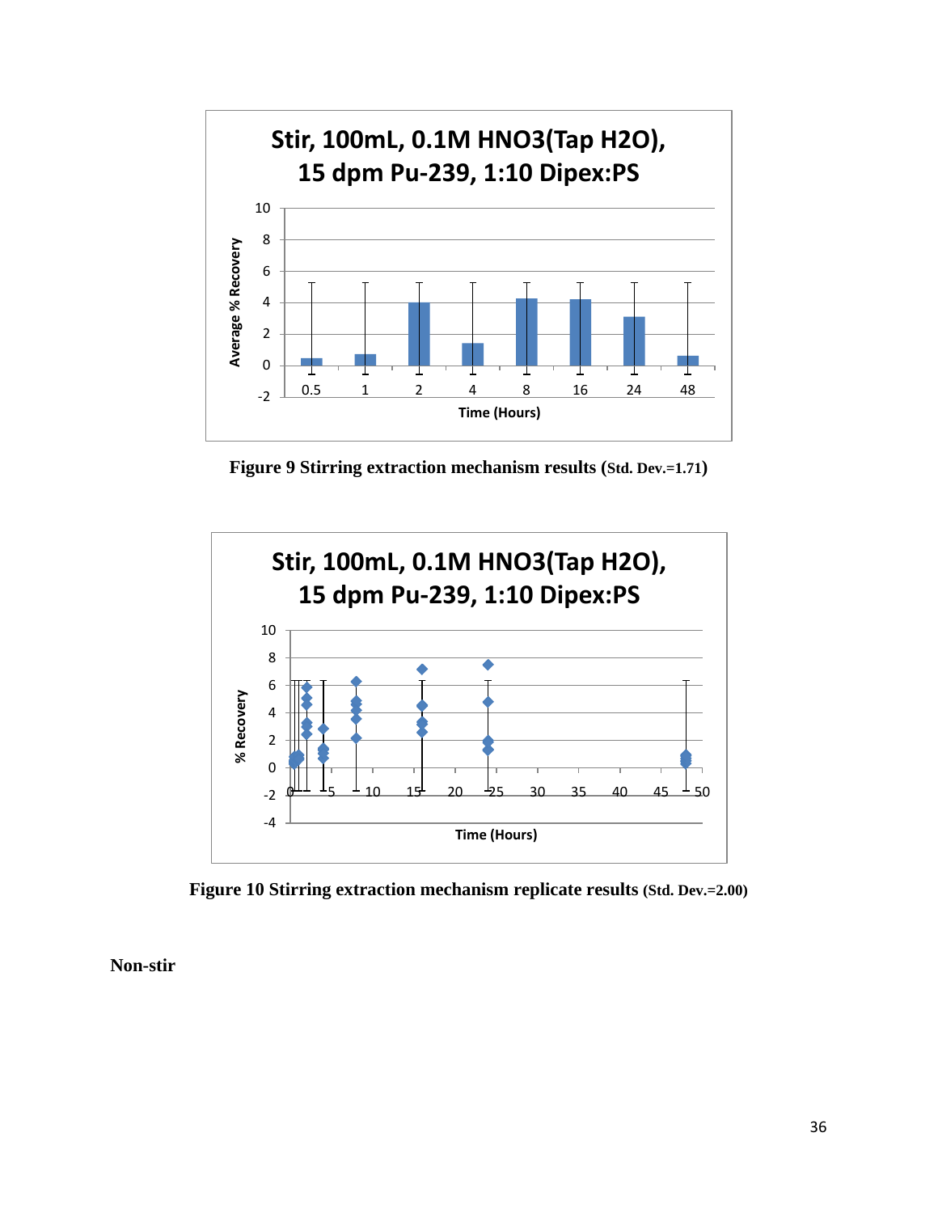**Figure 9 Stirring extraction mechanism results (Std. Dev.=1.71)**

**Figure 10 Stirring extraction mechanism replicate results (Std. Dev.=2.00)**

**Non-stir**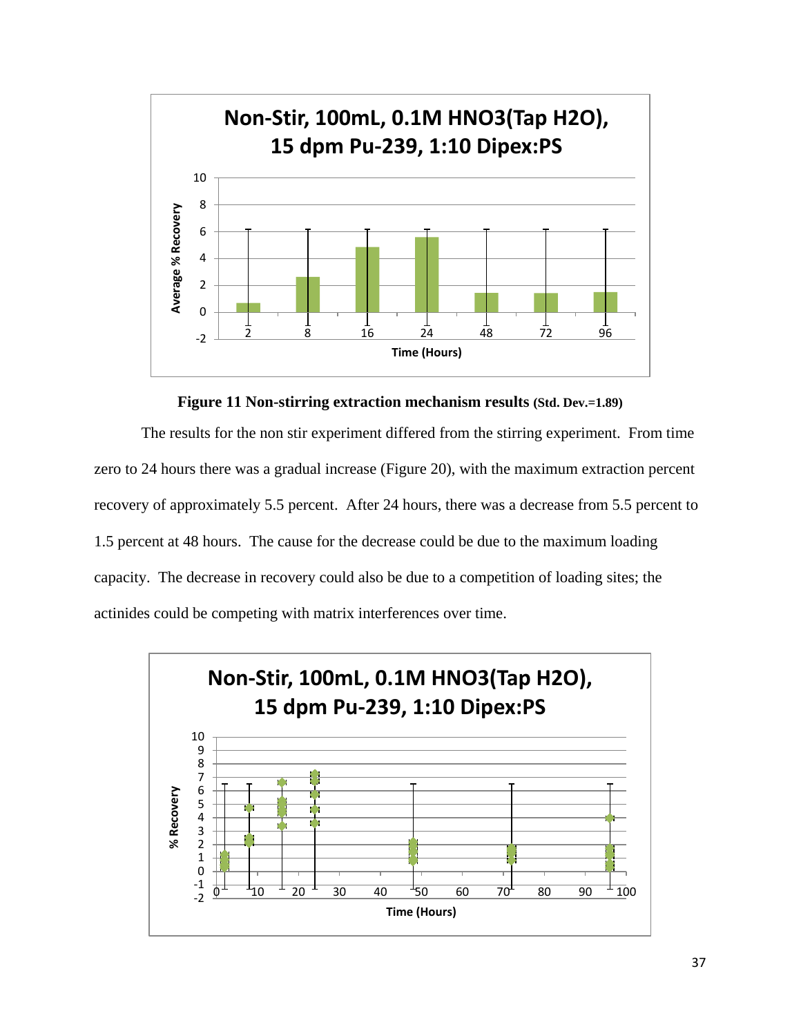**Figure 11 Non-stirring extraction mechanism results** (Std. Dev.=1.89)

The results for the non stir experiment differed from the stirring experiment. From time zero to 24 hours there was a gradual increase (Figure 20), with the maximum extraction percent recovery of approximately 5.5 percent. After 24 hours, there was a decrease from 5.5 percent to 1.5 percent at 48 hours. The cause for the decrease could be due to the maximum loading capacity. The decrease in recovery could also be due to a competition of loading sites; the actinides could be competing with matrix interferences over time.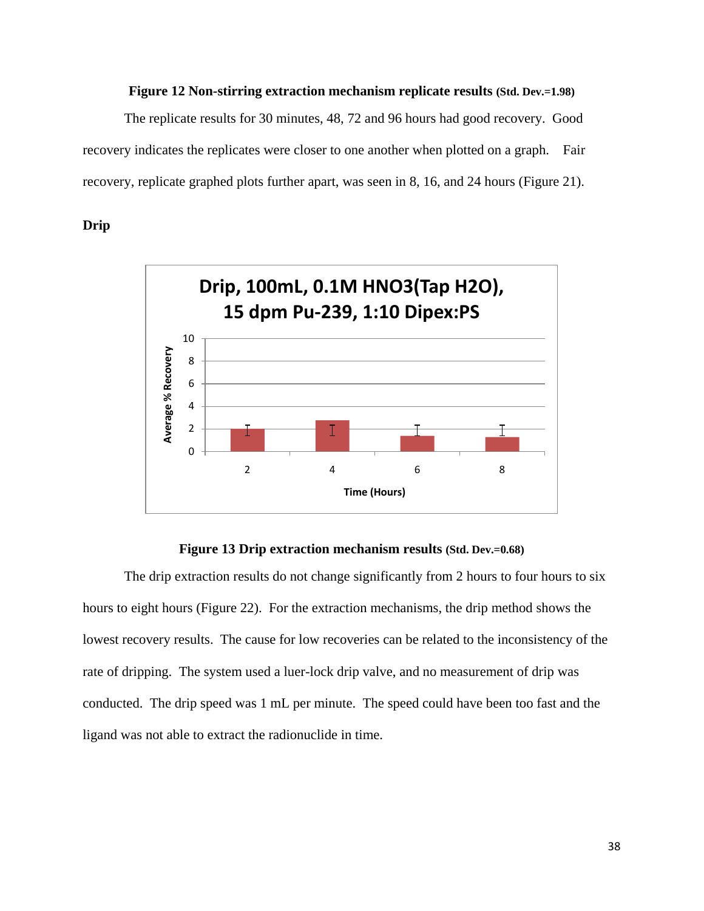**Figure 12 Non-stirring extraction mechanism replicate results (Std. Dev.=1.98)**

The replicate results for 30 minutes, 48, 72 and 96 hours had good recovery. Good recovery indicates the replicates were closer to one another when plotted on a graph. Fair recovery, replicate graphed plots further apart, was seen in 8, 16, and 24 hours (Figure 21).

**Drip**

**Figure 13 Drip extraction mechanism results (Std. Dev.=0.68)**

The drip extraction results do not change significantly from 2 hours to four hours to six hours to eight hours (Figure 22). For the extraction mechanisms, the drip method shows the lowest recovery results. The cause for low recoveries can be related to the inconsistency of the rate of dripping. The system used a luer-lock drip valve, and no measurement of drip was conducted. The drip speed was 1 mL per minute. The speed could have been too fast and the ligand was not able to extract the radionuclide in time.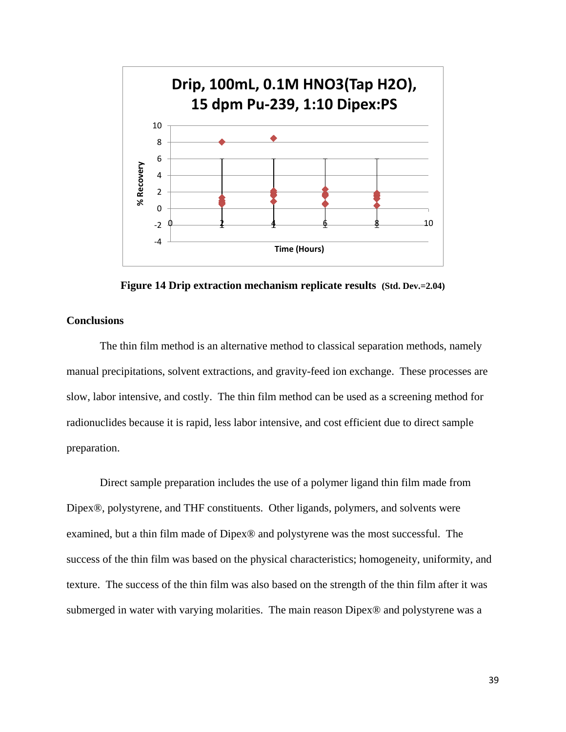Figure 14 Drip extraction mechanism replicate results (Std. Dev.=2.04)

## Conclusions

The thin film method is an alternative method to classical separation methods, namely manual precipitations, solvent extractions, and gravity-feed ion exchange. These processes are slow, labor intensive, and costly. The thin film method can be used as a screening method for radionuclides because it is rapid, less labor intensive, and cost efficient due to direct sample preparation.

Direct sample preparation includes the use of a polymer ligand thin film made from Dipex®, polystyrene, and THF constituents. Other ligands, polymers, and solvents were examined, but a thin film made of Dipex® and polystyrene was the most successful. The success of the thin film was based on the physical characteristics; homogeneity, uniformity, and texture. The success of the thin film was also based on the strength of the thin film after it was submerged in water with varying molarities. The main reason Dipex® and polystyrene was a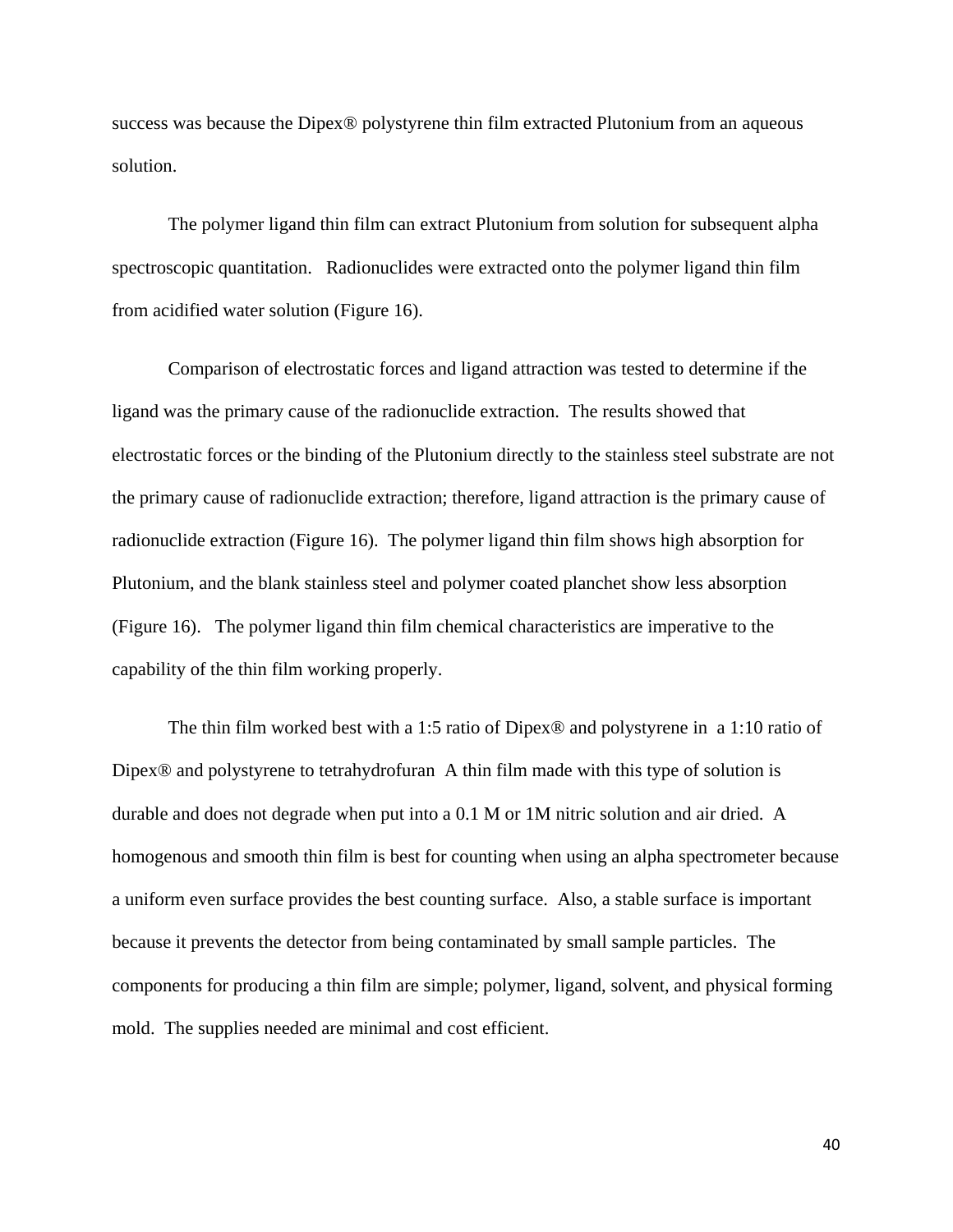success was because the Dipex® polystyrene thin film extracted Plutonium from an aqueous solution.

The polymer ligand thin film can extract Plutonium from solution for subsequent alpha spectroscopic quantitation. Radionuclides were extracted onto the polymer ligand thin film from acidified water solution (Figure 16).

Comparison of electrostatic forces and ligand attraction was tested to determine if the ligand was the primary cause of the radionuclide extraction. The results showed that electrostatic forces or the binding of the Plutonium directly to the stainless steel substrate are not the primary cause of radionuclide extraction; therefore, ligand attraction is the primary cause of radionuclide extraction (Figure 16). The polymer ligand thin film shows high absorption for Plutonium, and the blank stainless steel and polymer coated planchet show less absorption (Figure 16). The polymer ligand thin film chemical characteristics are imperative to the capability of the thin film working properly.

The thin film worked best with a 1:5 ratio of Dipex® and polystyrene in a 1:10 ratio of Dipex® and polystyrene to tetrahydrofuran A thin film made with this type of solution is durable and does not degrade when put into a 0.1 M or 1M nitric solution and air dried. A homogenous and smooth thin film is best for counting when using an alpha spectrometer because a uniform even surface provides the best counting surface. Also, a stable surface is important because it prevents the detector from being contaminated by small sample particles. The components for producing a thin film are simple; polymer, ligand, solvent, and physical forming mold. The supplies needed are minimal and cost efficient.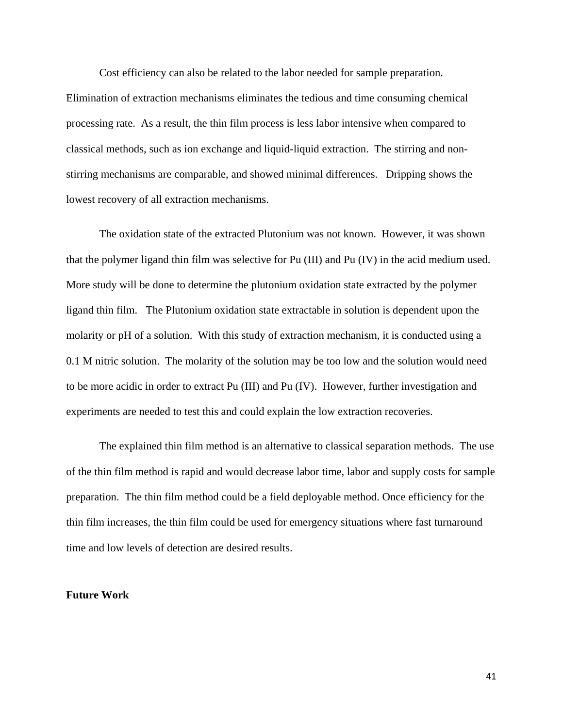Cost efficiency can also be related to the labor needed for sample preparation. Elimination of extraction mechanisms eliminates the tedious and time consuming chemical processing rate. As a result, the thin film process is less labor intensive when compared to classical methods, such as ion exchange and liquid-liquid extraction. The stirring and non-stirring mechanisms are comparable, and showed minimal differences. Dripping shows the lowest recovery of all extraction mechanisms.

The oxidation state of the extracted Plutonium was not known. However, it was shown that the polymer ligand thin film was selective for Pu (III) and Pu (IV) in the acid medium used. More study will be done to determine the plutonium oxidation state extracted by the polymer ligand thin film. The Plutonium oxidation state extractable in solution is dependent upon the molarity or pH of a solution. With this study of extraction mechanism, it is conducted using a 0.1 M nitric solution. The molarity of the solution may be too low and the solution would need to be more acidic in order to extract Pu (III) and Pu (IV). However, further investigation and experiments are needed to test this and could explain the low extraction recoveries.

The explained thin film method is an alternative to classical separation methods. The use of the thin film method is rapid and would decrease labor time, labor and supply costs for sample preparation. The thin film method could be a field deployable method. Once efficiency for the thin film increases, the thin film could be used for emergency situations where fast turnaround time and low levels of detection are desired results.

**Future Work**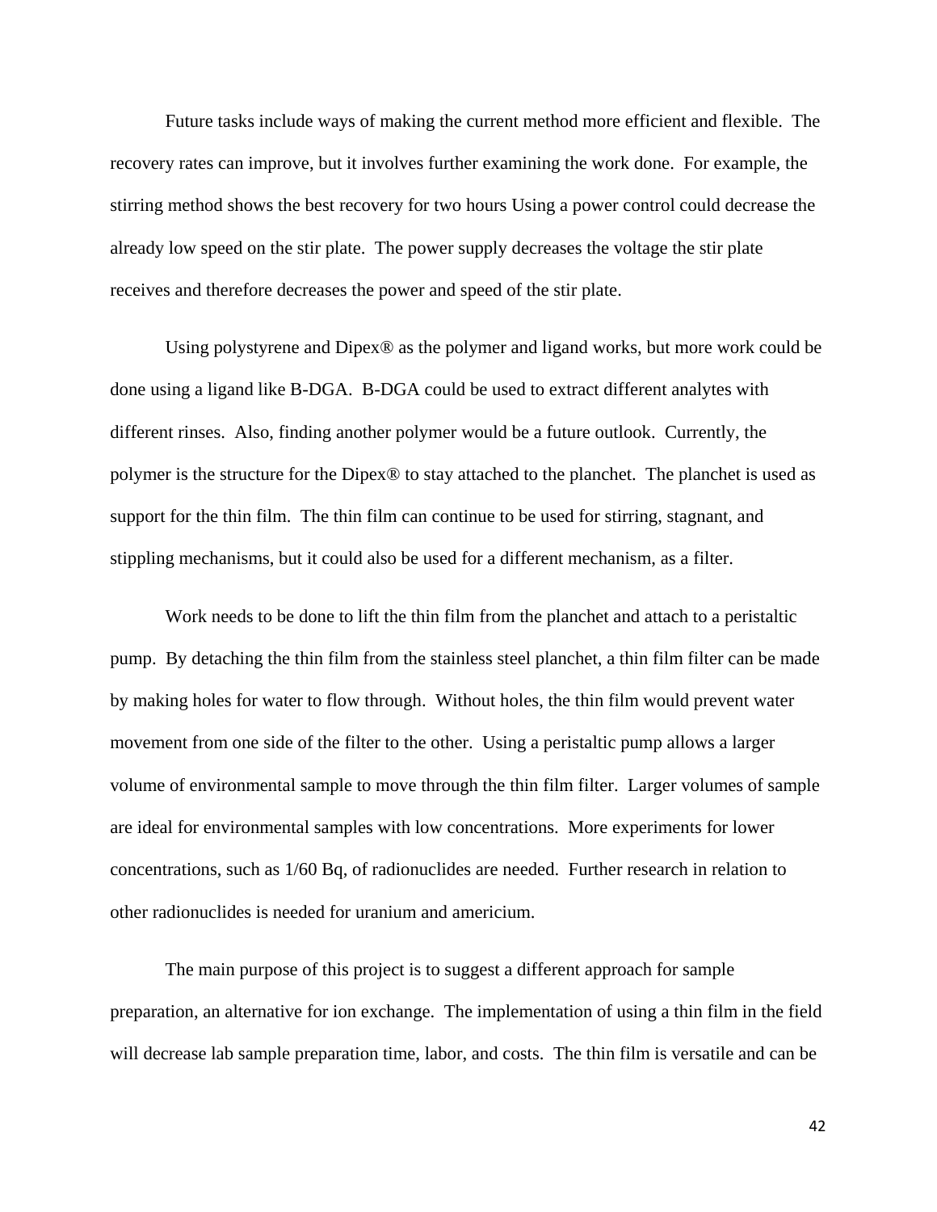Future tasks include ways of making the current method more efficient and flexible. The recovery rates can improve, but it involves further examining the work done. For example, the stirring method shows the best recovery for two hours Using a power control could decrease the already low speed on the stir plate. The power supply decreases the voltage the stir plate receives and therefore decreases the power and speed of the stir plate.

Using polystyrene and Dipex® as the polymer and ligand works, but more work could be done using a ligand like B-DGA. B-DGA could be used to extract different analytes with different rinses. Also, finding another polymer would be a future outlook. Currently, the polymer is the structure for the Dipex® to stay attached to the planchet. The planchet is used as support for the thin film. The thin film can continue to be used for stirring, stagnant, and stippling mechanisms, but it could also be used for a different mechanism, as a filter.

Work needs to be done to lift the thin film from the planchet and attach to a peristaltic pump. By detaching the thin film from the stainless steel planchet, a thin film filter can be made by making holes for water to flow through. Without holes, the thin film would prevent water movement from one side of the filter to the other. Using a peristaltic pump allows a larger volume of environmental sample to move through the thin film filter. Larger volumes of sample are ideal for environmental samples with low concentrations. More experiments for lower concentrations, such as 1/60 Bq, of radionuclides are needed. Further research in relation to other radionuclides is needed for uranium and americium.

The main purpose of this project is to suggest a different approach for sample preparation, an alternative for ion exchange. The implementation of using a thin film in the field will decrease lab sample preparation time, labor, and costs. The thin film is versatile and can be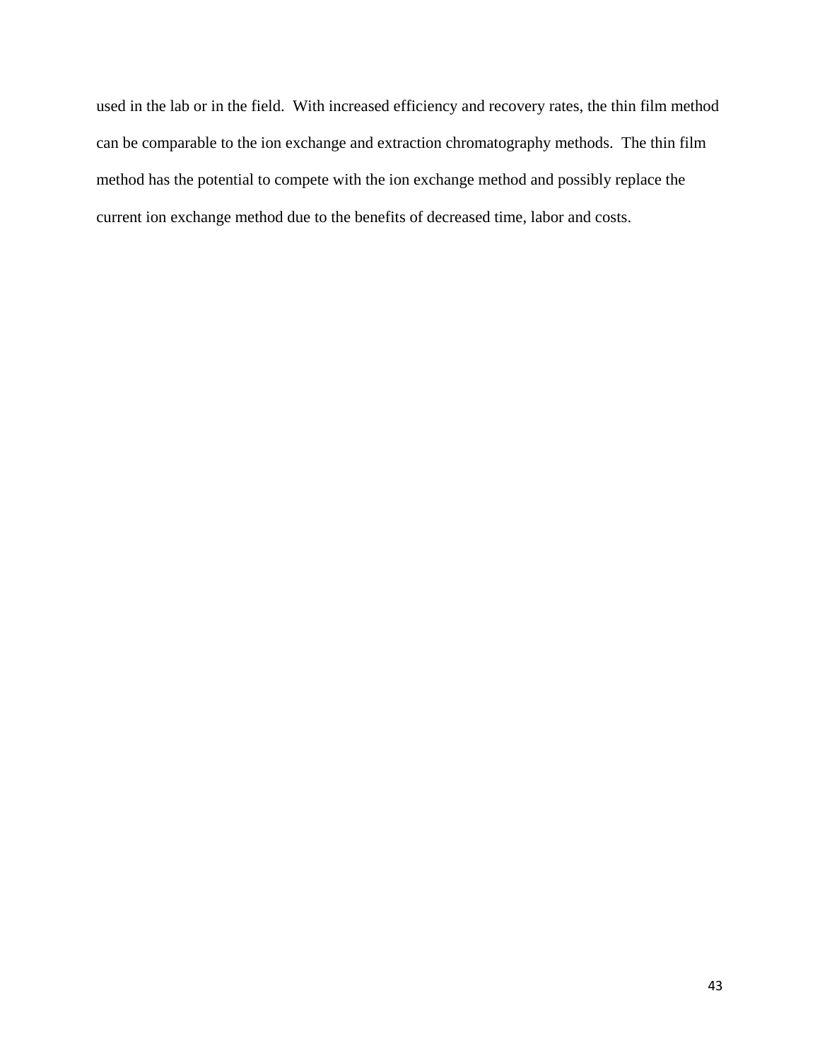used in the lab or in the field. With increased efficiency and recovery rates, the thin film method can be comparable to the ion exchange and extraction chromatography methods. The thin film method has the potential to compete with the ion exchange method and possibly replace the current ion exchange method due to the benefits of decreased time, labor and costs.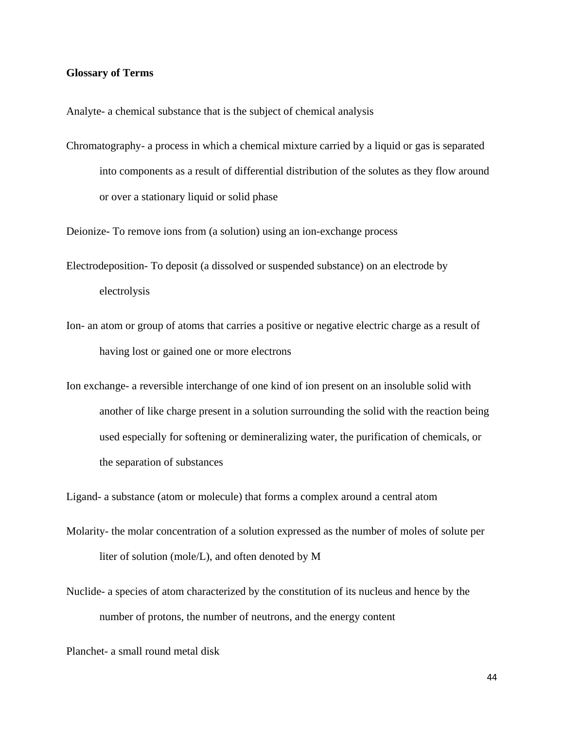**Glossary of Terms**

Analyte- a chemical substance that is the subject of chemical analysis

Chromatography- a process in which a chemical mixture carried by a liquid or gas is separated into components as a result of differential distribution of the solutes as they flow around or over a stationary liquid or solid phase

Deionize- To remove ions from (a solution) using an ion-exchange process

Electrodeposition- To deposit (a dissolved or suspended substance) on an electrode by electrolysis

Ion- an atom or group of atoms that carries a positive or negative electric charge as a result of having lost or gained one or more electrons

Ion exchange- a reversible interchange of one kind of ion present on an insoluble solid with another of like charge present in a solution surrounding the solid with the reaction being used especially for softening or demineralizing water, the purification of chemicals, or the separation of substances

Ligand- a substance (atom or molecule) that forms a complex around a central atom

Molarity- the molar concentration of a solution expressed as the number of moles of solute per liter of solution (mole/L), and often denoted by M

Nuclide- a species of atom characterized by the constitution of its nucleus and hence by the number of protons, the number of neutrons, and the energy content

Planchet- a small round metal disk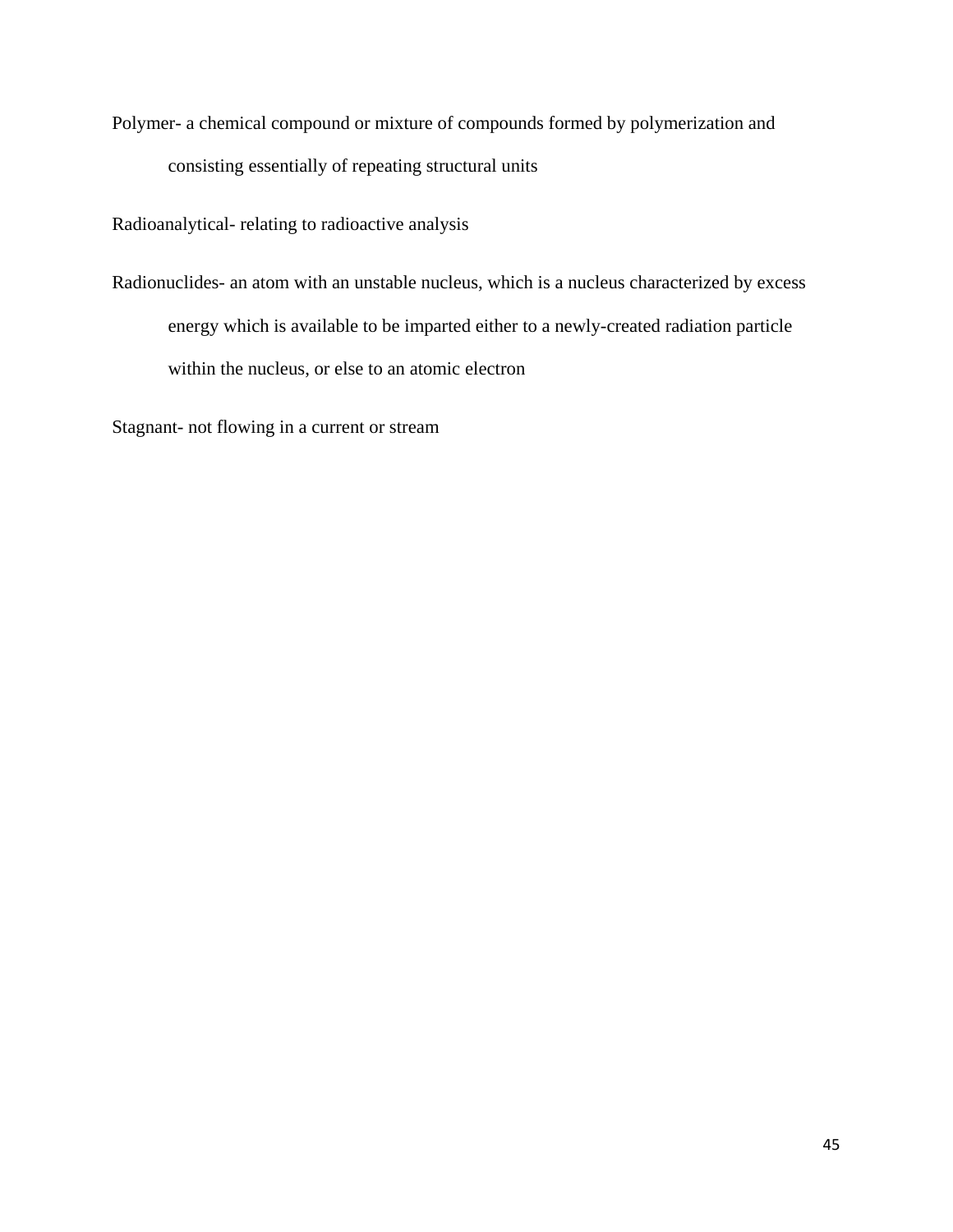Polymer- a chemical compound or mixture of compounds formed by polymerization and consisting essentially of repeating structural units

Radioanalytical- relating to radioactive analysis

Radionuclides- an atom with an unstable nucleus, which is a nucleus characterized by excess energy which is available to be imparted either to a newly-created radiation particle within the nucleus, or else to an atomic electron

Stagnant- not flowing in a current or stream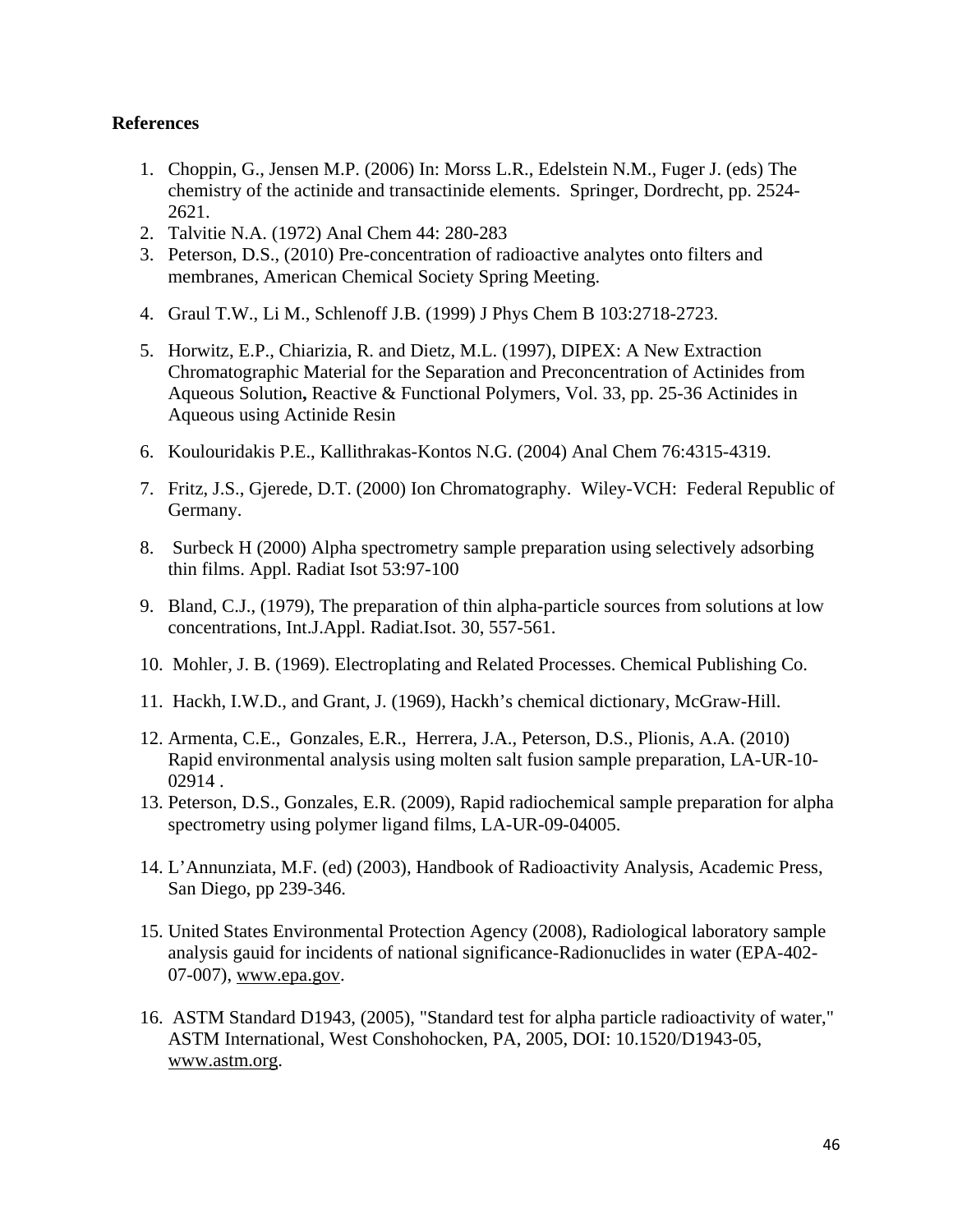**References**

1. Choppin, G., Jensen M.P. (2006) In: Morss L.R., Edelstein N.M., Fuger J. (eds) The chemistry of the actinide and transactinide elements. Springer, Dordrecht, pp. 2524-2621.
2. Talvitie N.A. (1972) Anal Chem 44: 280-283
3. Peterson, D.S., (2010) Pre-concentration of radioactive analytes onto filters and membranes, American Chemical Society Spring Meeting.
4. Graul T.W., Li M., Schlenoff J.B. (1999) J Phys Chem B 103:2718-2723.
5. Horwitz, E.P., Chiarizia, R. and Dietz, M.L. (1997), DIPEX: A New Extraction Chromatographic Material for the Separation and Preconcentration of Actinides from Aqueous Solution**,** Reactive & Functional Polymers, Vol. 33, pp. 25-36 Actinides in Aqueous using Actinide Resin
6. Koulouridakis P.E., Kallithrakas-Kontos N.G. (2004) Anal Chem 76:4315-4319.
7. Fritz, J.S., Gjerede, D.T. (2000) Ion Chromatography. Wiley-VCH: Federal Republic of Germany.
8. Surbeck H (2000) Alpha spectrometry sample preparation using selectively adsorbing thin films. Appl. Radiat Isot 53:97-100
9. Bland, C.J., (1979), The preparation of thin alpha-particle sources from solutions at low concentrations, Int.J.Appl. Radiat.Isot. 30, 557-561.
10. Mohler, J. B. (1969). Electroplating and Related Processes. Chemical Publishing Co.
11. Hackh, I.W.D., and Grant, J. (1969), Hackh's chemical dictionary, McGraw-Hill.
12. Armenta, C.E., Gonzales, E.R., Herrera, J.A., Peterson, D.S., Plionis, A.A. (2010) Rapid environmental analysis using molten salt fusion sample preparation, LA-UR-10-02914 .
13. Peterson, D.S., Gonzales, E.R. (2009), Rapid radiochemical sample preparation for alpha spectrometry using polymer ligand films, LA-UR-09-04005.
14. L'Annunziata, M.F. (ed) (2003), Handbook of Radioactivity Analysis, Academic Press, San Diego, pp 239-346.
15. United States Environmental Protection Agency (2008), Radiological laboratory sample analysis gauid for incidents of national significance-Radionuclides in water (EPA-402-07-007), www.epa.gov.
16. ASTM Standard D1943, (2005), "Standard test for alpha particle radioactivity of water," ASTM International, West Conshohocken, PA, 2005, DOI: 10.1520/D1943-05, www.astm.org.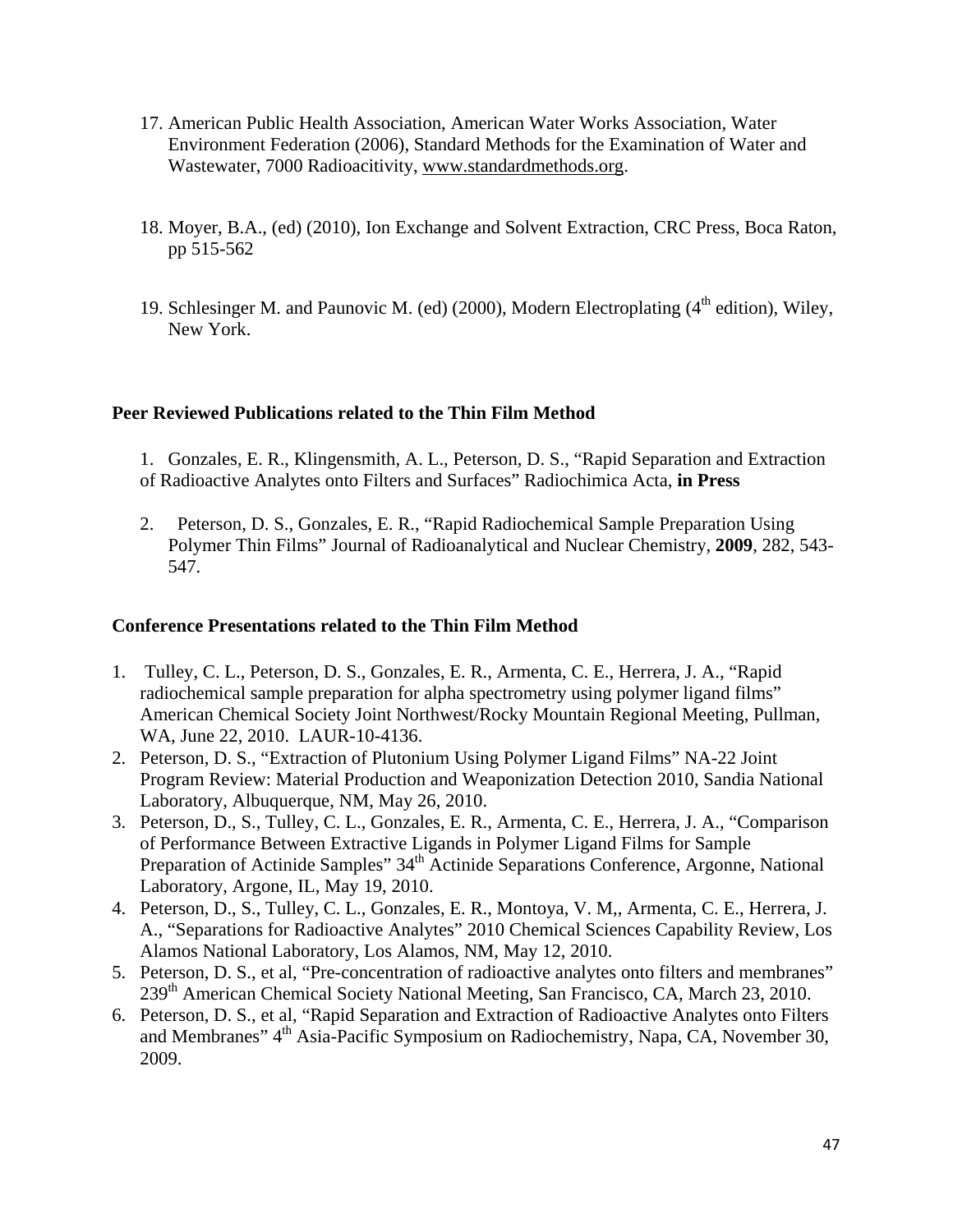17. American Public Health Association, American Water Works Association, Water Environment Federation (2006), Standard Methods for the Examination of Water and Wastewater, 7000 Radioacitivity, www.standardmethods.org.

18. Moyer, B.A., (ed) (2010), Ion Exchange and Solvent Extraction, CRC Press, Boca Raton, pp 515-562

19. Schlesinger M. and Paunovic M. (ed) (2000), Modern Electroplating (4th edition), Wiley, New York.

**Peer Reviewed Publications related to the Thin Film Method**

1. Gonzales, E. R., Klingensmith, A. L., Peterson, D. S., "Rapid Separation and Extraction of Radioactive Analytes onto Filters and Surfaces" Radiochimica Acta, **in Press**

2. Peterson, D. S., Gonzales, E. R., "Rapid Radiochemical Sample Preparation Using Polymer Thin Films" Journal of Radioanalytical and Nuclear Chemistry, **2009**, 282, 543-547.

**Conference Presentations related to the Thin Film Method**

1. Tulley, C. L., Peterson, D. S., Gonzales, E. R., Armenta, C. E., Herrera, J. A., "Rapid radiochemical sample preparation for alpha spectrometry using polymer ligand films" American Chemical Society Joint Northwest/Rocky Mountain Regional Meeting, Pullman, WA, June 22, 2010. LAUR-10-4136.
2. Peterson, D. S., "Extraction of Plutonium Using Polymer Ligand Films" NA-22 Joint Program Review: Material Production and Weaponization Detection 2010, Sandia National Laboratory, Albuquerque, NM, May 26, 2010.
3. Peterson, D., S., Tulley, C. L., Gonzales, E. R., Armenta, C. E., Herrera, J. A., "Comparison of Performance Between Extractive Ligands in Polymer Ligand Films for Sample Preparation of Actinide Samples" 34th Actinide Separations Conference, Argonne, National Laboratory, Argone, IL, May 19, 2010.
4. Peterson, D., S., Tulley, C. L., Gonzales, E. R., Montoya, V. M,, Armenta, C. E., Herrera, J. A., "Separations for Radioactive Analytes" 2010 Chemical Sciences Capability Review, Los Alamos National Laboratory, Los Alamos, NM, May 12, 2010.
5. Peterson, D. S., et al, "Pre-concentration of radioactive analytes onto filters and membranes" 239th American Chemical Society National Meeting, San Francisco, CA, March 23, 2010.
6. Peterson, D. S., et al, "Rapid Separation and Extraction of Radioactive Analytes onto Filters and Membranes" 4th Asia-Pacific Symposium on Radiochemistry, Napa, CA, November 30, 2009.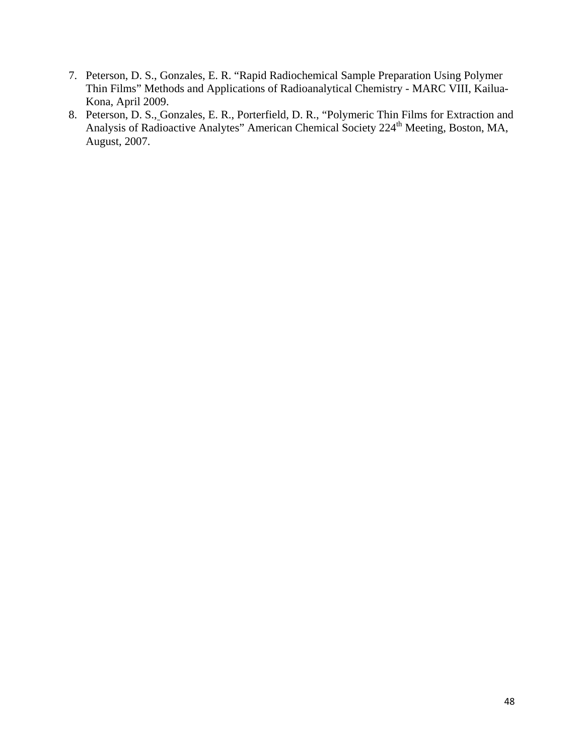7. Peterson, D. S., Gonzales, E. R. "Rapid Radiochemical Sample Preparation Using Polymer Thin Films" Methods and Applications of Radioanalytical Chemistry - MARC VIII, Kailua-Kona, April 2009.
8. Peterson, D. S., Gonzales, E. R., Porterfield, D. R., "Polymeric Thin Films for Extraction and Analysis of Radioactive Analytes" American Chemical Society 224$^{th}$ Meeting, Boston, MA, August, 2007.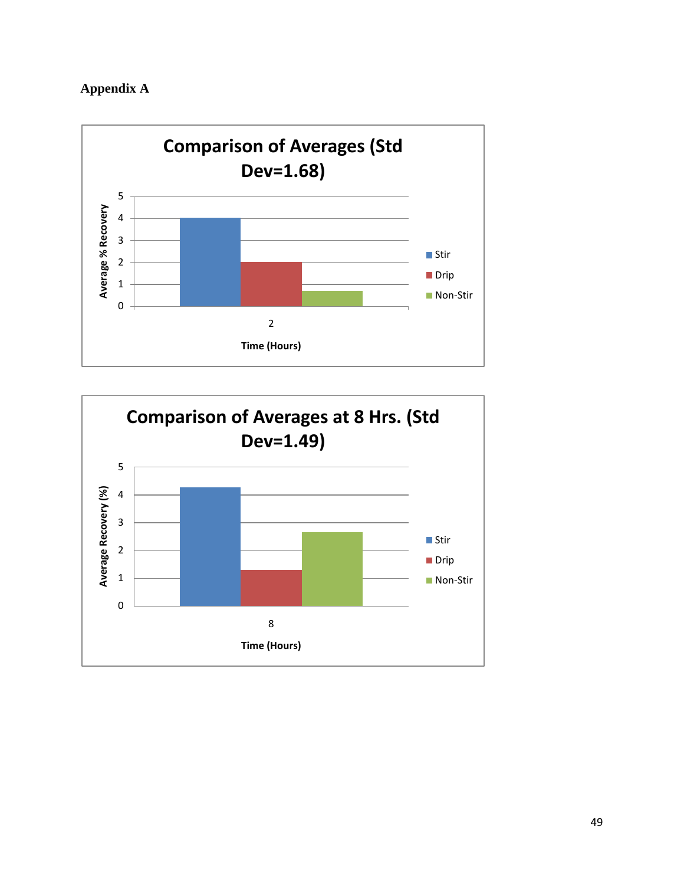**Appendix A**

**Comparison of Averages (Std Dev=1.68)**

Average % Recovery

5
4
3
2
1
0

2

Time (Hours)

Stir
Drip
Non-Stir

**Comparison of Averages at 8 Hrs. (Std Dev=1.49)**

Average Recovery (%)

5
4
3
2
1
0

8

Time (Hours)

Stir
Drip
Non-Stir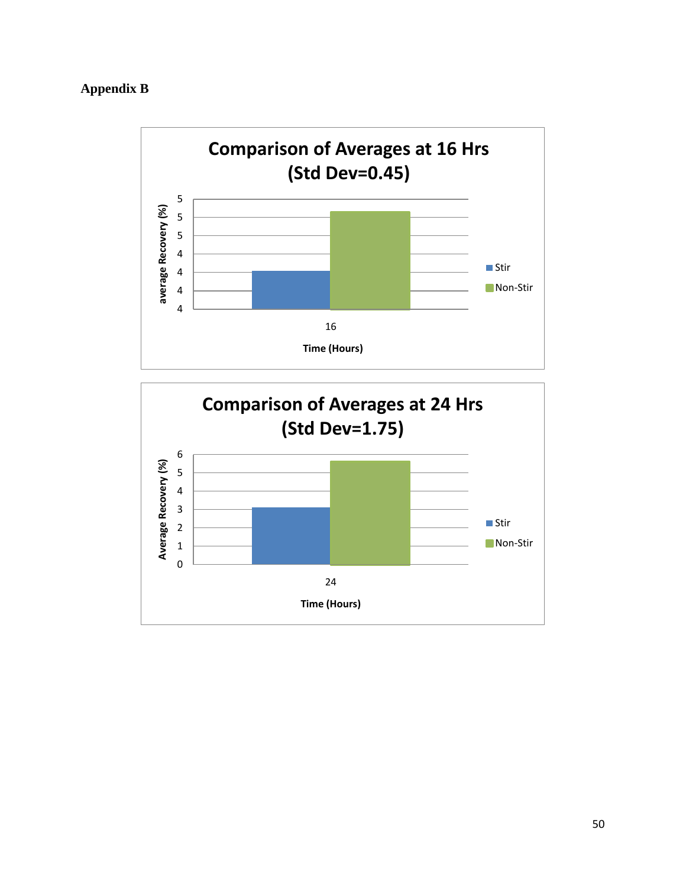## Appendix B

**Comparison of Averages at 16 Hrs (Std Dev=0.45)**

average Recovery (%): 5, 5, 5, 4, 4, 4, 4

Stir | Non-Stir

16

Time (Hours)

**Comparison of Averages at 24 Hrs (Std Dev=1.75)**

Average Recovery (%): 6, 5, 4, 3, 2, 1, 0

Stir | Non-Stir

24

Time (Hours)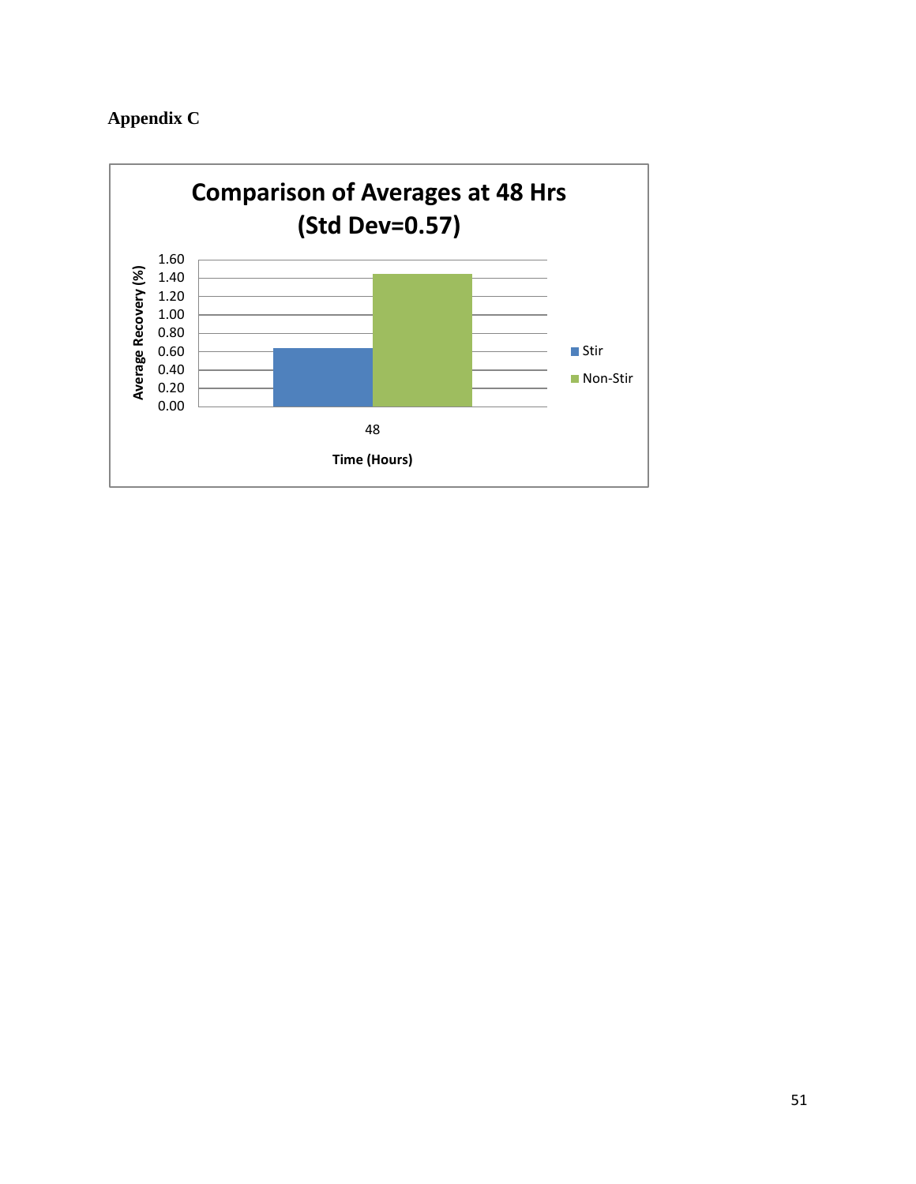## Appendix C

**Comparison of Averages at 48 Hrs (Std Dev=0.57)**

Average Recovery (%)

1.60
1.40
1.20
1.00
0.80
0.60
0.40
0.20
0.00

Stir

Non-Stir

48

Time (Hours)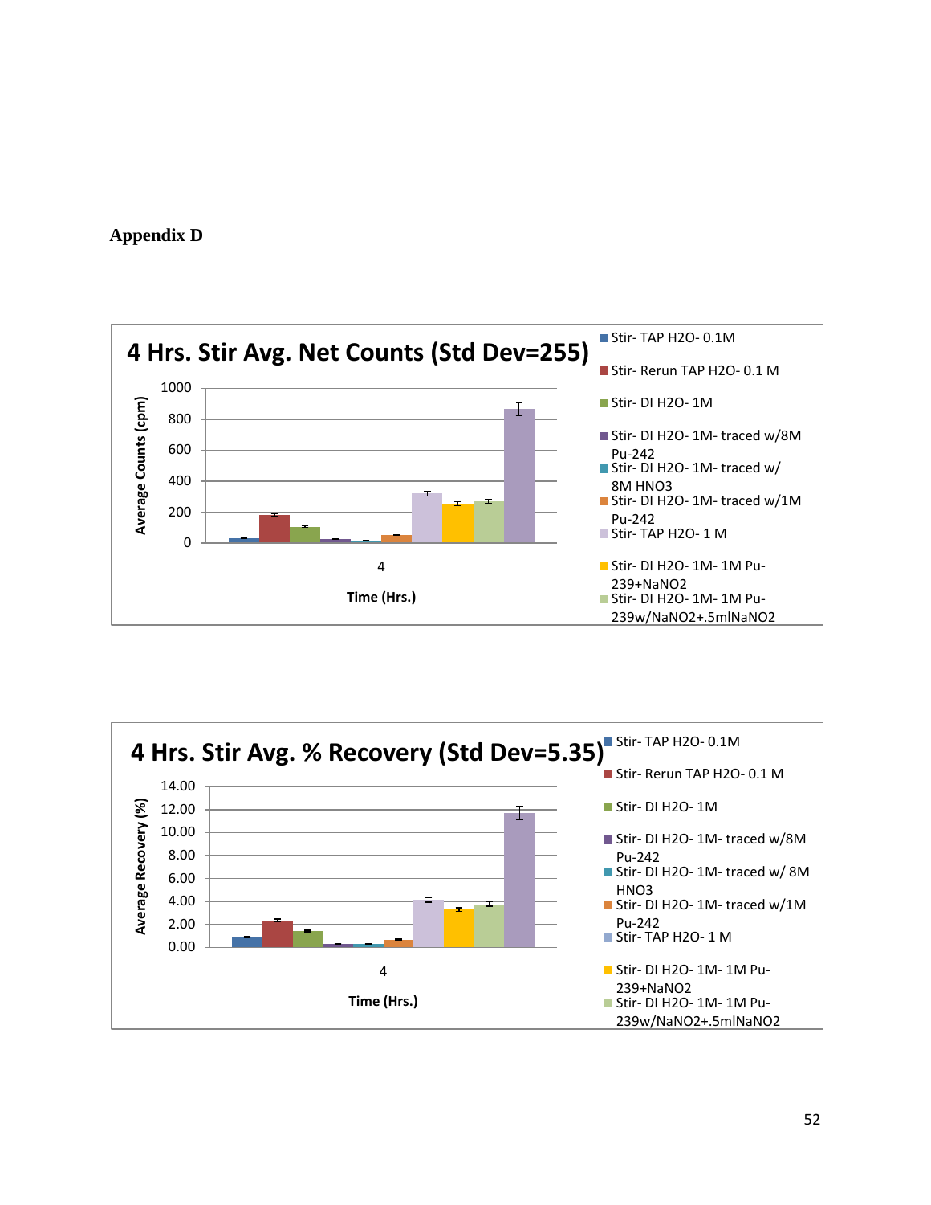**Appendix D**

4 Hrs. Stir Avg. Net Counts (Std Dev=255)

Average Counts (cpm)

1000
800
600
400
200
0

4

Time (Hrs.)

Stir- TAP H2O- 0.1M
Stir- Rerun TAP H2O- 0.1 M
Stir- DI H2O- 1M
Stir- DI H2O- 1M- traced w/8M Pu-242
Stir- DI H2O- 1M- traced w/ 8M HNO3
Stir- DI H2O- 1M- traced w/1M Pu-242
Stir- TAP H2O- 1 M
Stir- DI H2O- 1M- 1M Pu-239+NaNO2
Stir- DI H2O- 1M- 1M Pu-239w/NaNO2+.5mlNaNO2

4 Hrs. Stir Avg. % Recovery (Std Dev=5.35)

Average Recovery (%)

14.00
12.00
10.00
8.00
6.00
4.00
2.00
0.00

4

Time (Hrs.)

Stir- TAP H2O- 0.1M
Stir- Rerun TAP H2O- 0.1 M
Stir- DI H2O- 1M
Stir- DI H2O- 1M- traced w/8M Pu-242
Stir- DI H2O- 1M- traced w/ 8M HNO3
Stir- DI H2O- 1M- traced w/1M Pu-242
Stir- TAP H2O- 1 M
Stir- DI H2O- 1M- 1M Pu-239+NaNO2
Stir- DI H2O- 1M- 1M Pu-239w/NaNO2+.5mlNaNO2